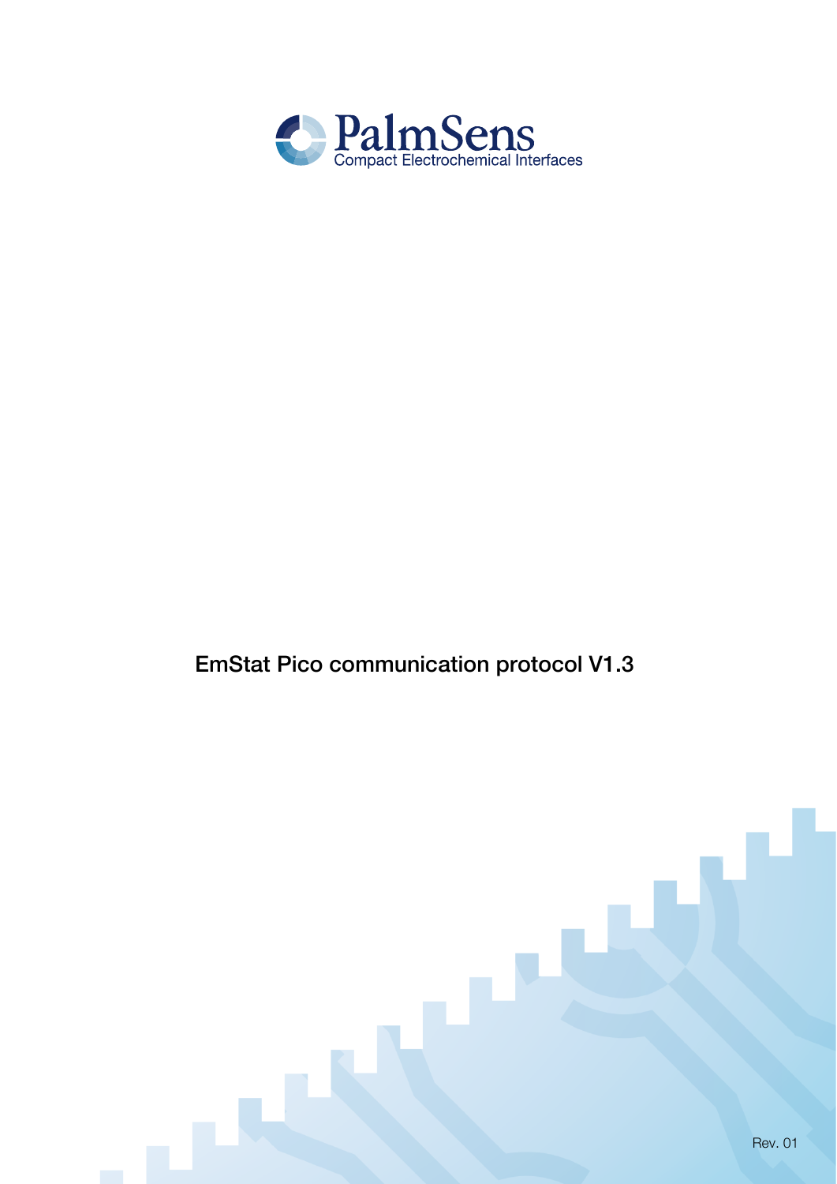PalmSens
Compact Electrochemical Interfaces

# EmStat Pico communication protocol V1.3

Rev. 01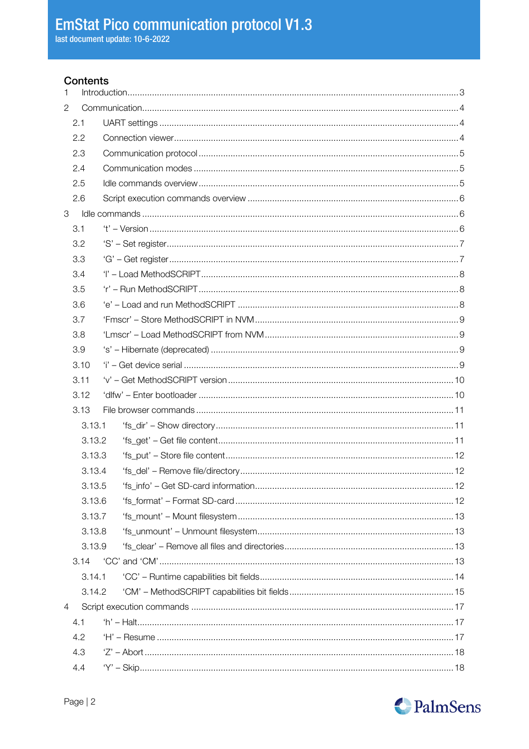## Contents

1 Introduction ... 3

2 Communication ... 4

- 2.1 UART settings ... 4
- 2.2 Connection viewer ... 4
- 2.3 Communication protocol ... 5
- 2.4 Communication modes ... 5
- 2.5 Idle commands overview ... 5
- 2.6 Script execution commands overview ... 6

3 Idle commands ... 6

- 3.1 't' – Version ... 6
- 3.2 'S' – Set register ... 7
- 3.3 'G' – Get register ... 7
- 3.4 'l' – Load MethodSCRIPT ... 8
- 3.5 'r' – Run MethodSCRIPT ... 8
- 3.6 'e' – Load and run MethodSCRIPT ... 8
- 3.7 'Fmscr' – Store MethodSCRIPT in NVM ... 9
- 3.8 'Lmscr' – Load MethodSCRIPT from NVM ... 9
- 3.9 's' – Hibernate (deprecated) ... 9
- 3.10 'i' – Get device serial ... 9
- 3.11 'v' – Get MethodSCRIPT version ... 10
- 3.12 'dlfw' – Enter bootloader ... 10
- 3.13 File browser commands ... 11
  - 3.13.1 'fs_dir' – Show directory ... 11
  - 3.13.2 'fs_get' – Get file content ... 11
  - 3.13.3 'fs_put' – Store file content ... 12
  - 3.13.4 'fs_del' – Remove file/directory ... 12
  - 3.13.5 'fs_info' – Get SD-card information ... 12
  - 3.13.6 'fs_format' – Format SD-card ... 12
  - 3.13.7 'fs_mount' – Mount filesystem ... 13
  - 3.13.8 'fs_unmount' – Unmount filesystem ... 13
  - 3.13.9 'fs_clear' – Remove all files and directories ... 13
- 3.14 'CC' and 'CM' ... 13
  - 3.14.1 'CC' – Runtime capabilities bit fields ... 14
  - 3.14.2 'CM' – MethodSCRIPT capabilities bit fields ... 15

4 Script execution commands ... 17

- 4.1 'h' – Halt ... 17
- 4.2 'H' – Resume ... 17
- 4.3 'Z' – Abort ... 18
- 4.4 'Y' – Skip ... 18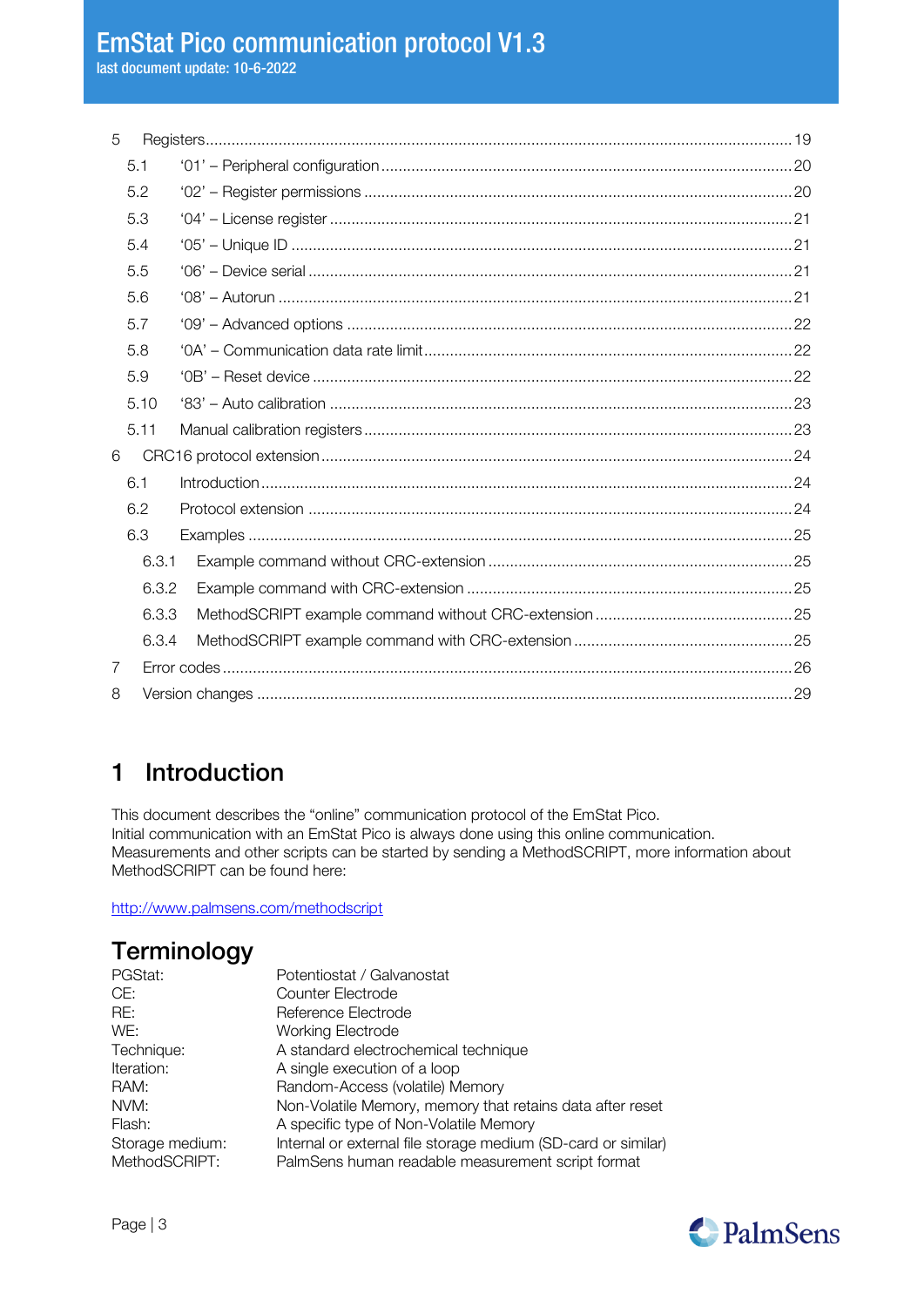| | | |
|---|---|---|
| 5 | Registers | 19 |
| 5.1 | '01' – Peripheral configuration | 20 |
| 5.2 | '02' – Register permissions | 20 |
| 5.3 | '04' – License register | 21 |
| 5.4 | '05' – Unique ID | 21 |
| 5.5 | '06' – Device serial | 21 |
| 5.6 | '08' – Autorun | 21 |
| 5.7 | '09' – Advanced options | 22 |
| 5.8 | '0A' – Communication data rate limit | 22 |
| 5.9 | '0B' – Reset device | 22 |
| 5.10 | '83' – Auto calibration | 23 |
| 5.11 | Manual calibration registers | 23 |
| 6 | CRC16 protocol extension | 24 |
| 6.1 | Introduction | 24 |
| 6.2 | Protocol extension | 24 |
| 6.3 | Examples | 25 |
| 6.3.1 | Example command without CRC-extension | 25 |
| 6.3.2 | Example command with CRC-extension | 25 |
| 6.3.3 | MethodSCRIPT example command without CRC-extension | 25 |
| 6.3.4 | MethodSCRIPT example command with CRC-extension | 25 |
| 7 | Error codes | 26 |
| 8 | Version changes | 29 |

# 1 Introduction

This document describes the "online" communication protocol of the EmStat Pico.
Initial communication with an EmStat Pico is always done using this online communication.
Measurements and other scripts can be started by sending a MethodSCRIPT, more information about MethodSCRIPT can be found here:

http://www.palmsens.com/methodscript

## Terminology

| | |
|---|---|
| PGStat: | Potentiostat / Galvanostat |
| CE: | Counter Electrode |
| RE: | Reference Electrode |
| WE: | Working Electrode |
| Technique: | A standard electrochemical technique |
| Iteration: | A single execution of a loop |
| RAM: | Random-Access (volatile) Memory |
| NVM: | Non-Volatile Memory, memory that retains data after reset |
| Flash: | A specific type of Non-Volatile Memory |
| Storage medium: | Internal or external file storage medium (SD-card or similar) |
| MethodSCRIPT: | PalmSens human readable measurement script format |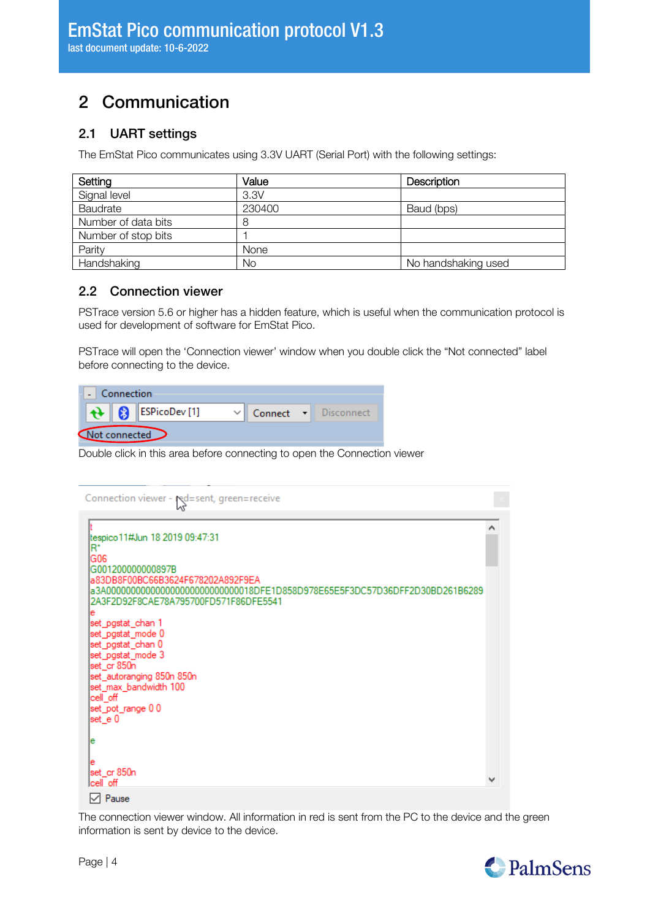## 2 Communication

### 2.1 UART settings

The EmStat Pico communicates using 3.3V UART (Serial Port) with the following settings:

| Setting | Value | Description |
|---|---|---|
| Signal level | 3.3V | |
| Baudrate | 230400 | Baud (bps) |
| Number of data bits | 8 | |
| Number of stop bits | 1 | |
| Parity | None | |
| Handshaking | No | No handshaking used |

### 2.2 Connection viewer

PSTrace version 5.6 or higher has a hidden feature, which is useful when the communication protocol is used for development of software for EmStat Pico.

PSTrace will open the 'Connection viewer' window when you double click the "Not connected" label before connecting to the device.

Double click in this area before connecting to open the Connection viewer

The connection viewer window. All information in red is sent from the PC to the device and the green information is sent by device to the device.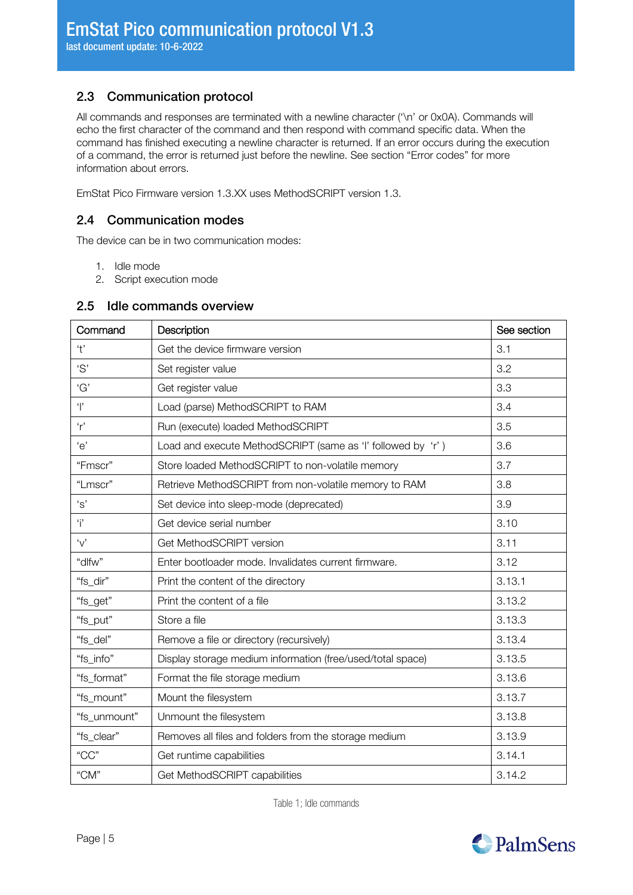## 2.3 Communication protocol

All commands and responses are terminated with a newline character ('\n' or 0x0A). Commands will echo the first character of the command and then respond with command specific data. When the command has finished executing a newline character is returned. If an error occurs during the execution of a command, the error is returned just before the newline. See section "Error codes" for more information about errors.

EmStat Pico Firmware version 1.3.XX uses MethodSCRIPT version 1.3.

## 2.4 Communication modes

The device can be in two communication modes:

1. Idle mode
2. Script execution mode

## 2.5 Idle commands overview

| Command | Description | See section |
|---|---|---|
| 't' | Get the device firmware version | 3.1 |
| 'S' | Set register value | 3.2 |
| 'G' | Get register value | 3.3 |
| 'l' | Load (parse) MethodSCRIPT to RAM | 3.4 |
| 'r' | Run (execute) loaded MethodSCRIPT | 3.5 |
| 'e' | Load and execute MethodSCRIPT (same as 'l' followed by 'r' ) | 3.6 |
| "Fmscr" | Store loaded MethodSCRIPT to non-volatile memory | 3.7 |
| "Lmscr" | Retrieve MethodSCRIPT from non-volatile memory to RAM | 3.8 |
| 's' | Set device into sleep-mode (deprecated) | 3.9 |
| 'i' | Get device serial number | 3.10 |
| 'v' | Get MethodSCRIPT version | 3.11 |
| "dlfw" | Enter bootloader mode. Invalidates current firmware. | 3.12 |
| "fs_dir" | Print the content of the directory | 3.13.1 |
| "fs_get" | Print the content of a file | 3.13.2 |
| "fs_put" | Store a file | 3.13.3 |
| "fs_del" | Remove a file or directory (recursively) | 3.13.4 |
| "fs_info" | Display storage medium information (free/used/total space) | 3.13.5 |
| "fs_format" | Format the file storage medium | 3.13.6 |
| "fs_mount" | Mount the filesystem | 3.13.7 |
| "fs_unmount" | Unmount the filesystem | 3.13.8 |
| "fs_clear" | Removes all files and folders from the storage medium | 3.13.9 |
| "CC" | Get runtime capabilities | 3.14.1 |
| "CM" | Get MethodSCRIPT capabilities | 3.14.2 |

Table 1; Idle commands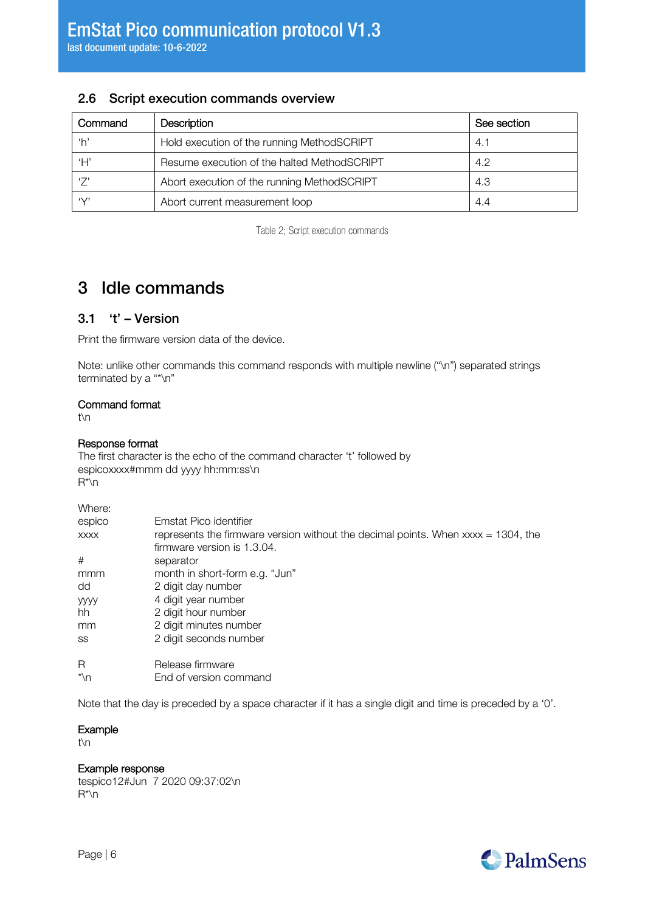## 2.6 Script execution commands overview

| Command | Description | See section |
|---|---|---|
| 'h' | Hold execution of the running MethodSCRIPT | 4.1 |
| 'H' | Resume execution of the halted MethodSCRIPT | 4.2 |
| 'Z' | Abort execution of the running MethodSCRIPT | 4.3 |
| 'Y' | Abort current measurement loop | 4.4 |

Table 2; Script execution commands

# 3 Idle commands

## 3.1 't' – Version

Print the firmware version data of the device.

Note: unlike other commands this command responds with multiple newline ("\n") separated strings terminated by a "*\n"

**Command format**

t\n

**Response format**

The first character is the echo of the command character 't' followed by
espicoxxxx#mmm dd yyyy hh:mm:ss\n
R*\n

Where:

| | |
|---|---|
| espico | Emstat Pico identifier |
| xxxx | represents the firmware version without the decimal points. When xxxx = 1304, the firmware version is 1.3.04. |
| # | separator |
| mmm | month in short-form e.g. "Jun" |
| dd | 2 digit day number |
| yyyy | 4 digit year number |
| hh | 2 digit hour number |
| mm | 2 digit minutes number |
| ss | 2 digit seconds number |
| R | Release firmware |
| *\n | End of version command |

Note that the day is preceded by a space character if it has a single digit and time is preceded by a '0'.

**Example**

t\n

**Example response**

tespico12#Jun  7 2020 09:37:02\n
R*\n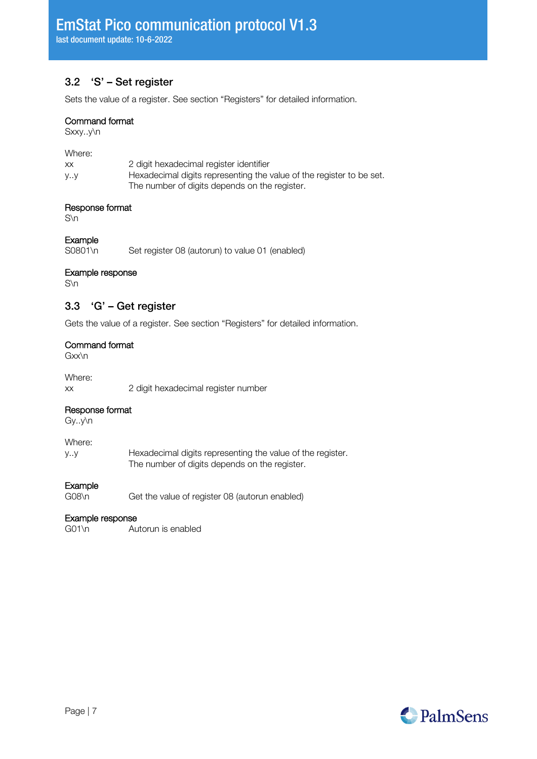## 3.2 'S' – Set register

Sets the value of a register. See section "Registers" for detailed information.

**Command format**

Sxxy..y\n

Where:

| | |
|---|---|
| xx | 2 digit hexadecimal register identifier |
| y..y | Hexadecimal digits representing the value of the register to be set. The number of digits depends on the register. |

**Response format**

S\n

**Example**

S0801\n    Set register 08 (autorun) to value 01 (enabled)

**Example response**

S\n

## 3.3 'G' – Get register

Gets the value of a register. See section "Registers" for detailed information.

**Command format**

Gxx\n

Where:

| | |
|---|---|
| xx | 2 digit hexadecimal register number |

**Response format**

Gy..y\n

Where:

| | |
|---|---|
| y..y | Hexadecimal digits representing the value of the register. The number of digits depends on the register. |

**Example**

G08\n    Get the value of register 08 (autorun enabled)

**Example response**

G01\n    Autorun is enabled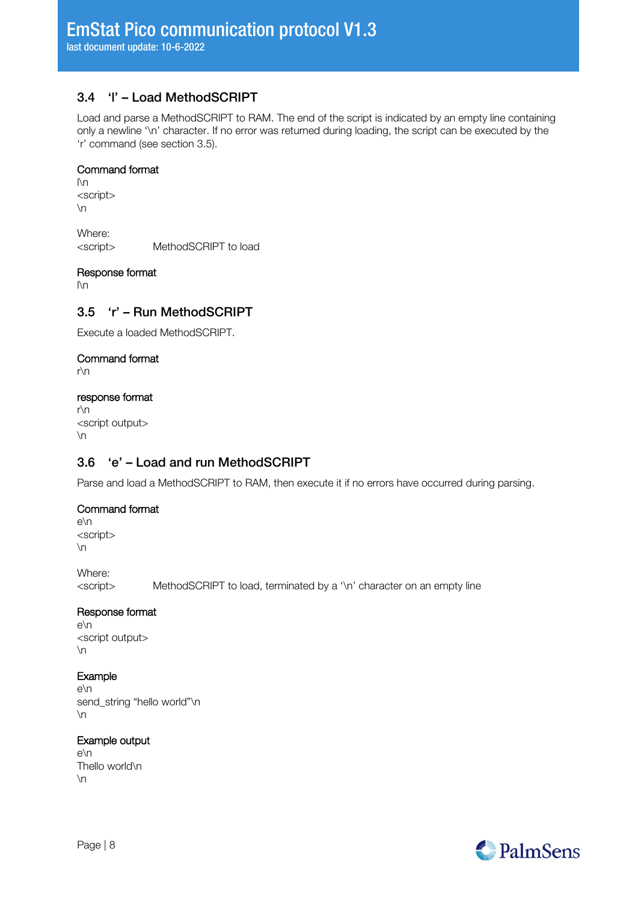### 3.4 ‘l’ – Load MethodSCRIPT

Load and parse a MethodSCRIPT to RAM. The end of the script is indicated by an empty line containing only a newline ‘\n’ character. If no error was returned during loading, the script can be executed by the ‘r’ command (see section 3.5).

Command format

l\n
<script>
\n

Where:
<script>     MethodSCRIPT to load

Response format

l\n

### 3.5 ‘r’ – Run MethodSCRIPT

Execute a loaded MethodSCRIPT.

Command format

r\n

response format

r\n
<script output>
\n

### 3.6 ‘e’ – Load and run MethodSCRIPT

Parse and load a MethodSCRIPT to RAM, then execute it if no errors have occurred during parsing.

Command format

e\n
<script>
\n

Where:
<script>     MethodSCRIPT to load, terminated by a ‘\n’ character on an empty line

Response format

e\n
<script output>
\n

Example

e\n
send_string “hello world”\n
\n

Example output

e\n
Thello world\n
\n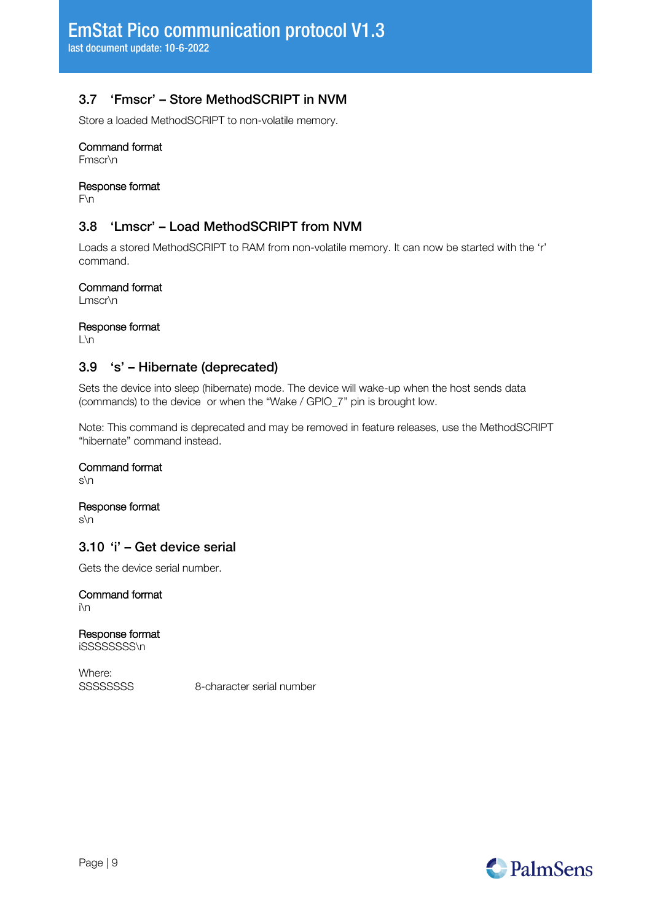### 3.7 'Fmscr' – Store MethodSCRIPT in NVM

Store a loaded MethodSCRIPT to non-volatile memory.

Command format
Fmscr\n

Response format
F\n

### 3.8 'Lmscr' – Load MethodSCRIPT from NVM

Loads a stored MethodSCRIPT to RAM from non-volatile memory. It can now be started with the 'r' command.

Command format
Lmscr\n

Response format
L\n

### 3.9 's' – Hibernate (deprecated)

Sets the device into sleep (hibernate) mode. The device will wake-up when the host sends data (commands) to the device  or when the "Wake / GPIO_7" pin is brought low.

Note: This command is deprecated and may be removed in feature releases, use the MethodSCRIPT "hibernate" command instead.

Command format
s\n

Response format
s\n

### 3.10 'i' – Get device serial

Gets the device serial number.

Command format
i\n

Response format
iSSSSSSSS\n

Where:

| | |
|---|---|
| SSSSSSSS | 8-character serial number |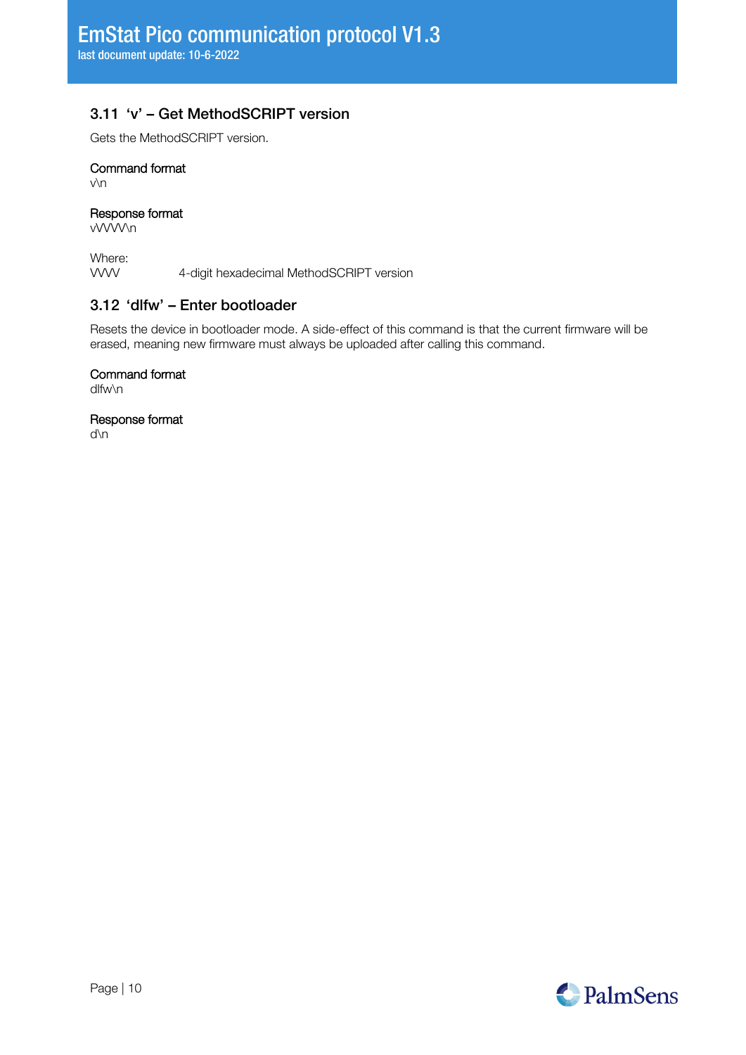### 3.11 'v' – Get MethodSCRIPT version

Gets the MethodSCRIPT version.

Command format
v\n

Response format
vVVVV\n

Where:
VVV	4-digit hexadecimal MethodSCRIPT version

### 3.12 'dlfw' – Enter bootloader

Resets the device in bootloader mode. A side-effect of this command is that the current firmware will be erased, meaning new firmware must always be uploaded after calling this command.

Command format
dlfw\n

Response format
d\n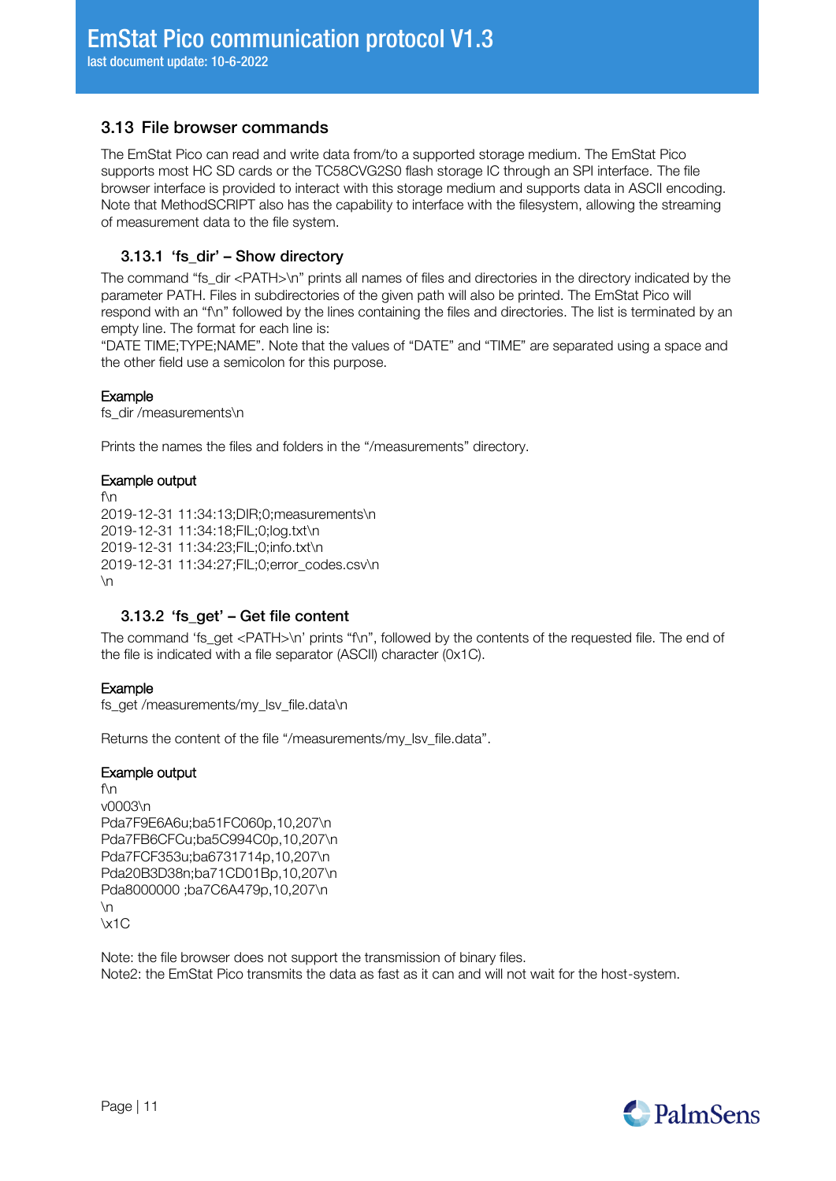## 3.13 File browser commands

The EmStat Pico can read and write data from/to a supported storage medium. The EmStat Pico supports most HC SD cards or the TC58CVG2S0 flash storage IC through an SPI interface. The file browser interface is provided to interact with this storage medium and supports data in ASCII encoding. Note that MethodSCRIPT also has the capability to interface with the filesystem, allowing the streaming of measurement data to the file system.

### 3.13.1 'fs_dir' – Show directory

The command "fs_dir <PATH>\n" prints all names of files and directories in the directory indicated by the parameter PATH. Files in subdirectories of the given path will also be printed. The EmStat Pico will respond with an "f\n" followed by the lines containing the files and directories. The list is terminated by an empty line. The format for each line is:
"DATE TIME;TYPE;NAME". Note that the values of "DATE" and "TIME" are separated using a space and the other field use a semicolon for this purpose.

**Example**

```
fs_dir /measurements\n
```

Prints the names the files and folders in the "/measurements" directory.

**Example output**

```
f\n
2019-12-31 11:34:13;DIR;0;measurements\n
2019-12-31 11:34:18;FIL;0;log.txt\n
2019-12-31 11:34:23;FIL;0;info.txt\n
2019-12-31 11:34:27;FIL;0;error_codes.csv\n
\n
```

### 3.13.2 'fs_get' – Get file content

The command 'fs_get <PATH>\n' prints "f\n", followed by the contents of the requested file. The end of the file is indicated with a file separator (ASCII) character (0x1C).

**Example**

```
fs_get /measurements/my_lsv_file.data\n
```

Returns the content of the file "/measurements/my_lsv_file.data".

**Example output**

```
f\n
v0003\n
Pda7F9E6A6u;ba51FC060p,10,207\n
Pda7FB6CFCu;ba5C994C0p,10,207\n
Pda7FCF353u;ba6731714p,10,207\n
Pda20B3D38n;ba71CD01Bp,10,207\n
Pda8000000 ;ba7C6A479p,10,207\n
\n
\x1C
```

Note: the file browser does not support the transmission of binary files.
Note2: the EmStat Pico transmits the data as fast as it can and will not wait for the host-system.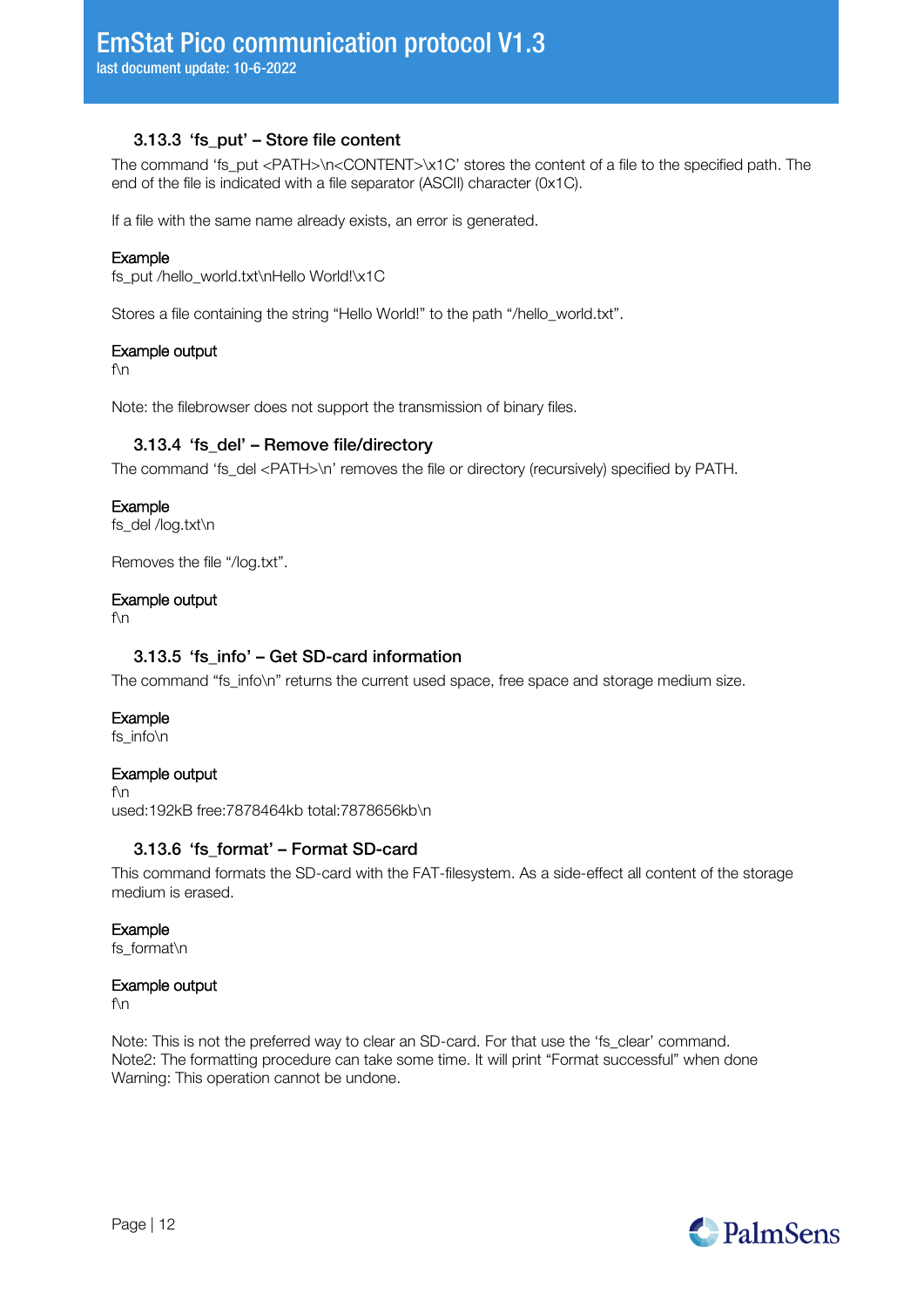### 3.13.3 'fs_put' – Store file content

The command 'fs_put <PATH>\n<CONTENT>\x1C' stores the content of a file to the specified path. The end of the file is indicated with a file separator (ASCII) character (0x1C).

If a file with the same name already exists, an error is generated.

Example
fs_put /hello_world.txt\nHello World!\x1C

Stores a file containing the string "Hello World!" to the path "/hello_world.txt".

Example output
f\n

Note: the filebrowser does not support the transmission of binary files.

### 3.13.4 'fs_del' – Remove file/directory

The command 'fs_del <PATH>\n' removes the file or directory (recursively) specified by PATH.

Example
fs_del /log.txt\n

Removes the file "/log.txt".

Example output
f\n

### 3.13.5 'fs_info' – Get SD-card information

The command "fs_info\n" returns the current used space, free space and storage medium size.

Example
fs_info\n

Example output
f\n
used:192kB free:7878464kb total:7878656kb\n

### 3.13.6 'fs_format' – Format SD-card

This command formats the SD-card with the FAT-filesystem. As a side-effect all content of the storage medium is erased.

Example
fs_format\n

Example output
f\n

Note: This is not the preferred way to clear an SD-card. For that use the 'fs_clear' command.
Note2: The formatting procedure can take some time. It will print "Format successful" when done
Warning: This operation cannot be undone.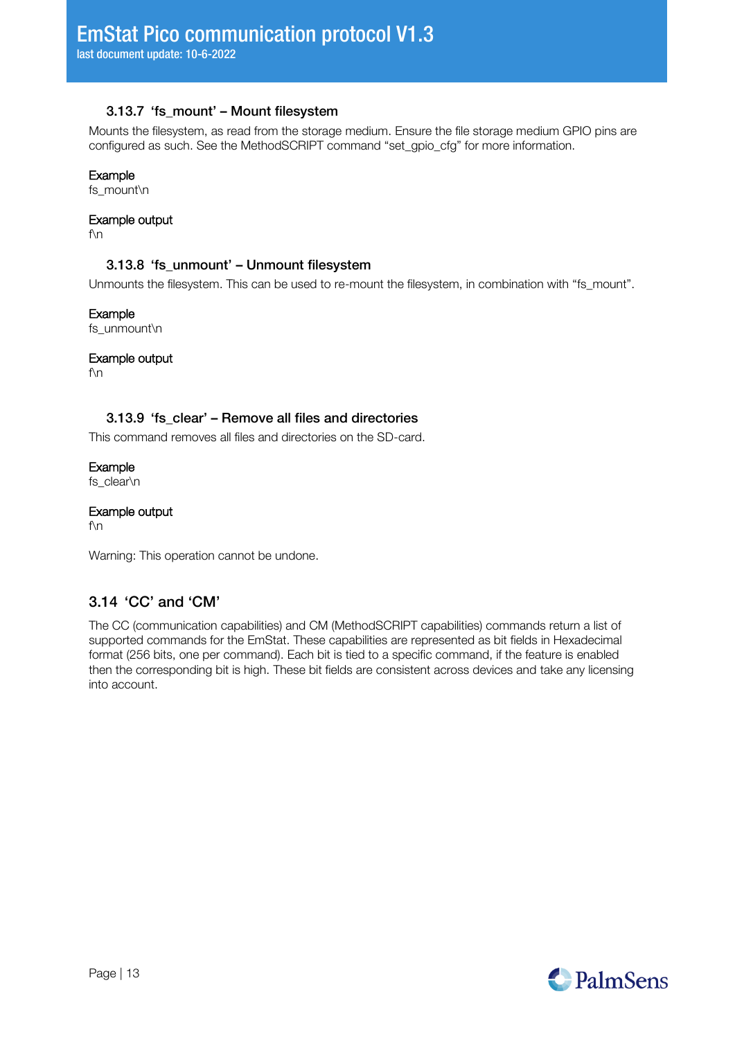### 3.13.7 'fs_mount' – Mount filesystem

Mounts the filesystem, as read from the storage medium. Ensure the file storage medium GPIO pins are configured as such. See the MethodSCRIPT command "set_gpio_cfg" for more information.

**Example**
fs_mount\n

**Example output**
f\n

### 3.13.8 'fs_unmount' – Unmount filesystem

Unmounts the filesystem. This can be used to re-mount the filesystem, in combination with "fs_mount".

**Example**
fs_unmount\n

**Example output**
f\n

### 3.13.9 'fs_clear' – Remove all files and directories

This command removes all files and directories on the SD-card.

**Example**
fs_clear\n

**Example output**
f\n

Warning: This operation cannot be undone.

## 3.14 'CC' and 'CM'

The CC (communication capabilities) and CM (MethodSCRIPT capabilities) commands return a list of supported commands for the EmStat. These capabilities are represented as bit fields in Hexadecimal format (256 bits, one per command). Each bit is tied to a specific command, if the feature is enabled then the corresponding bit is high. These bit fields are consistent across devices and take any licensing into account.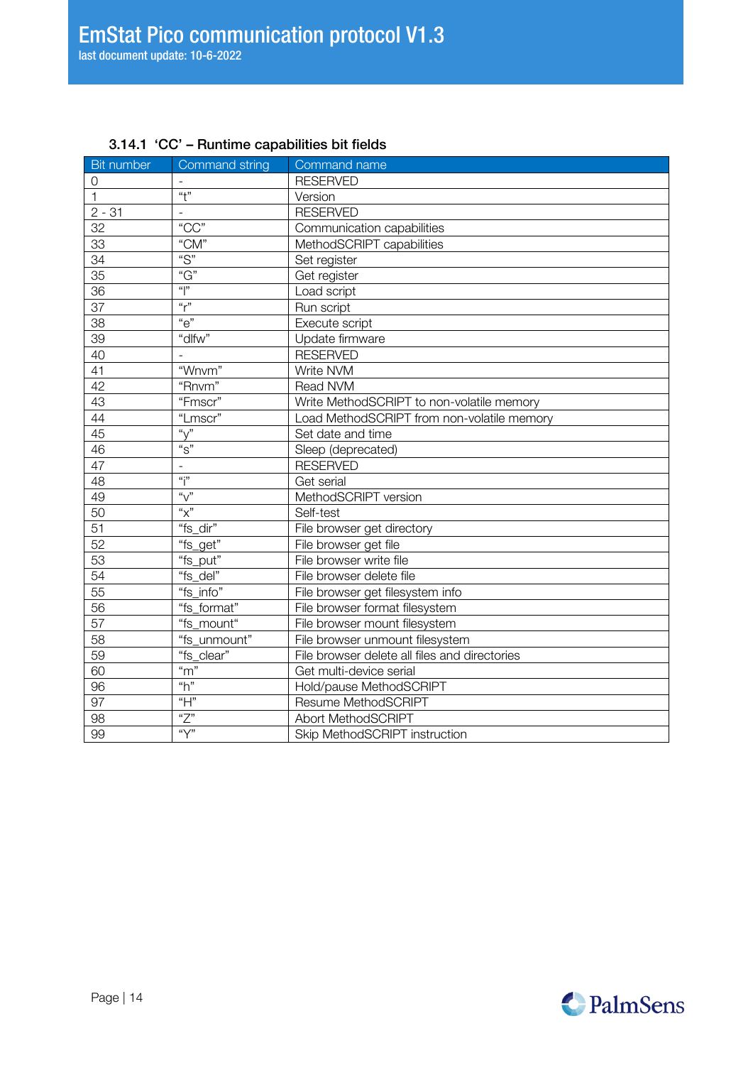### 3.14.1 'CC' – Runtime capabilities bit fields

| Bit number | Command string | Command name |
|---|---|---|
| 0 | - | RESERVED |
| 1 | "t" | Version |
| 2 - 31 | - | RESERVED |
| 32 | "CC" | Communication capabilities |
| 33 | "CM" | MethodSCRIPT capabilities |
| 34 | "S" | Set register |
| 35 | "G" | Get register |
| 36 | "l" | Load script |
| 37 | "r" | Run script |
| 38 | "e" | Execute script |
| 39 | "dlfw" | Update firmware |
| 40 | - | RESERVED |
| 41 | "Wnvm" | Write NVM |
| 42 | "Rnvm" | Read NVM |
| 43 | "Fmscr" | Write MethodSCRIPT to non-volatile memory |
| 44 | "Lmscr" | Load MethodSCRIPT from non-volatile memory |
| 45 | "y" | Set date and time |
| 46 | "s" | Sleep (deprecated) |
| 47 | - | RESERVED |
| 48 | "i" | Get serial |
| 49 | "v" | MethodSCRIPT version |
| 50 | "x" | Self-test |
| 51 | "fs_dir" | File browser get directory |
| 52 | "fs_get" | File browser get file |
| 53 | "fs_put" | File browser write file |
| 54 | "fs_del" | File browser delete file |
| 55 | "fs_info" | File browser get filesystem info |
| 56 | "fs_format" | File browser format filesystem |
| 57 | "fs_mount" | File browser mount filesystem |
| 58 | "fs_unmount" | File browser unmount filesystem |
| 59 | "fs_clear" | File browser delete all files and directories |
| 60 | "m" | Get multi-device serial |
| 96 | "h" | Hold/pause MethodSCRIPT |
| 97 | "H" | Resume MethodSCRIPT |
| 98 | "Z" | Abort MethodSCRIPT |
| 99 | "Y" | Skip MethodSCRIPT instruction |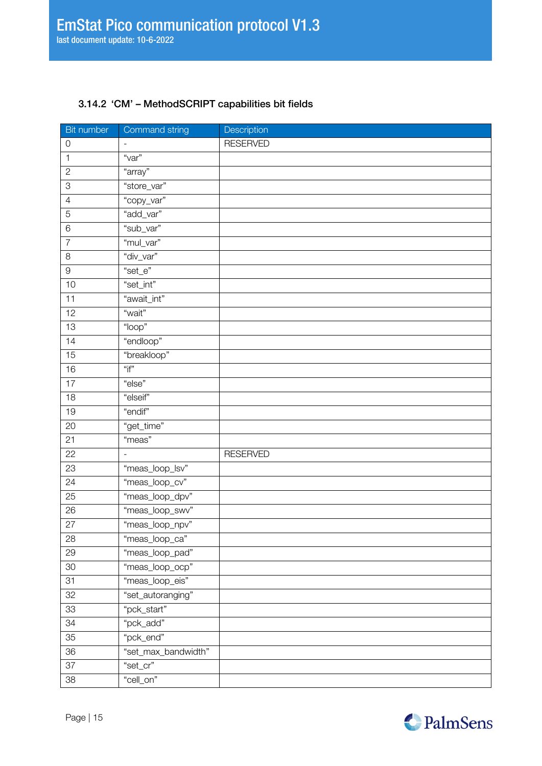### 3.14.2 'CM' – MethodSCRIPT capabilities bit fields

| Bit number | Command string | Description |
|---|---|---|
| 0 | - | RESERVED |
| 1 | "var" | |
| 2 | "array" | |
| 3 | "store_var" | |
| 4 | "copy_var" | |
| 5 | "add_var" | |
| 6 | "sub_var" | |
| 7 | "mul_var" | |
| 8 | "div_var" | |
| 9 | "set_e" | |
| 10 | "set_int" | |
| 11 | "await_int" | |
| 12 | "wait" | |
| 13 | "loop" | |
| 14 | "endloop" | |
| 15 | "breakloop" | |
| 16 | "if" | |
| 17 | "else" | |
| 18 | "elseif" | |
| 19 | "endif" | |
| 20 | "get_time" | |
| 21 | "meas" | |
| 22 | - | RESERVED |
| 23 | "meas_loop_lsv" | |
| 24 | "meas_loop_cv" | |
| 25 | "meas_loop_dpv" | |
| 26 | "meas_loop_swv" | |
| 27 | "meas_loop_npv" | |
| 28 | "meas_loop_ca" | |
| 29 | "meas_loop_pad" | |
| 30 | "meas_loop_ocp" | |
| 31 | "meas_loop_eis" | |
| 32 | "set_autoranging" | |
| 33 | "pck_start" | |
| 34 | "pck_add" | |
| 35 | "pck_end" | |
| 36 | "set_max_bandwidth" | |
| 37 | "set_cr" | |
| 38 | "cell_on" | |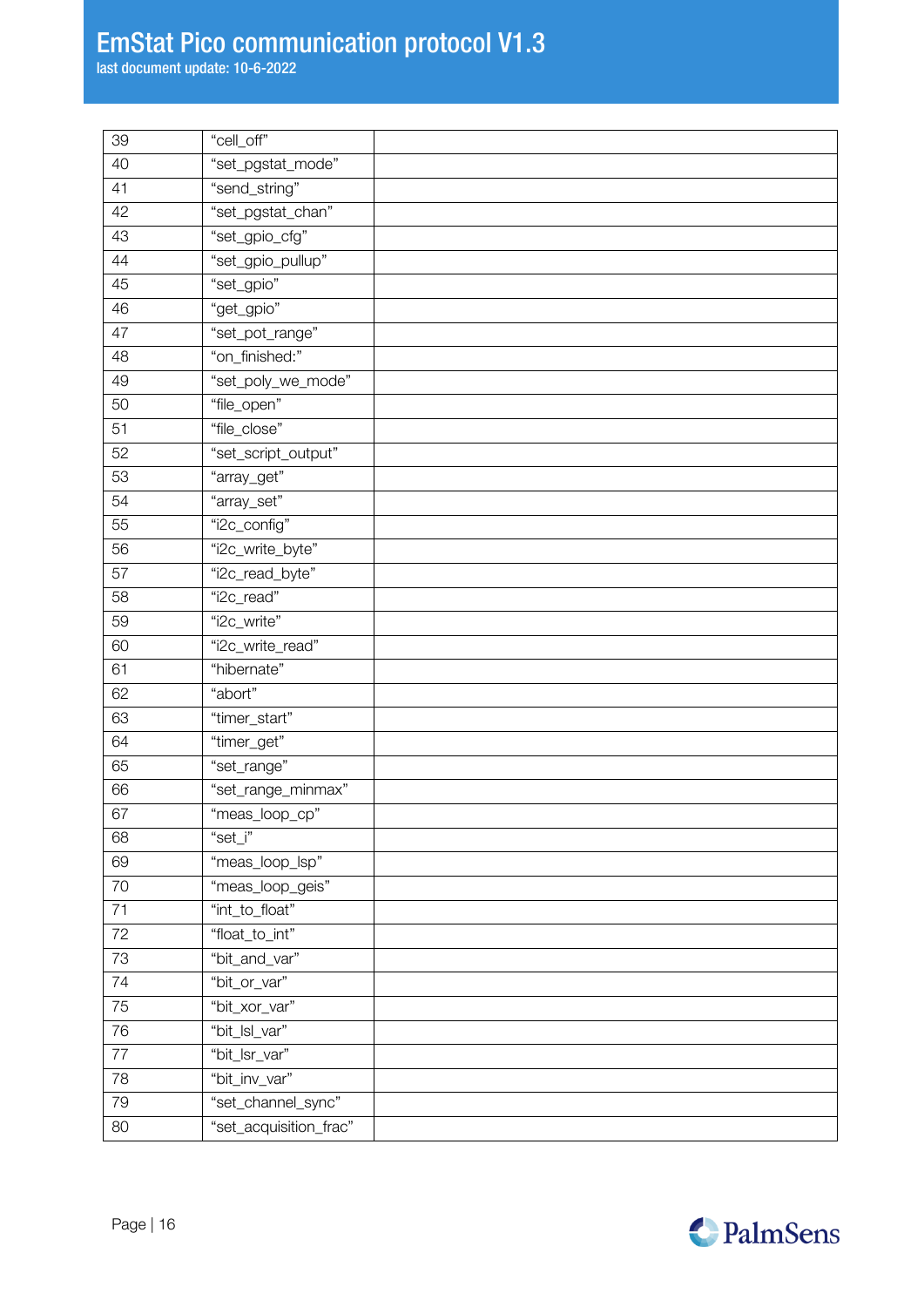| 39 | "cell_off" | |
|---|---|---|
| 40 | "set_pgstat_mode" | |
| 41 | "send_string" | |
| 42 | "set_pgstat_chan" | |
| 43 | "set_gpio_cfg" | |
| 44 | "set_gpio_pullup" | |
| 45 | "set_gpio" | |
| 46 | "get_gpio" | |
| 47 | "set_pot_range" | |
| 48 | "on_finished:" | |
| 49 | "set_poly_we_mode" | |
| 50 | "file_open" | |
| 51 | "file_close" | |
| 52 | "set_script_output" | |
| 53 | "array_get" | |
| 54 | "array_set" | |
| 55 | "i2c_config" | |
| 56 | "i2c_write_byte" | |
| 57 | "i2c_read_byte" | |
| 58 | "i2c_read" | |
| 59 | "i2c_write" | |
| 60 | "i2c_write_read" | |
| 61 | "hibernate" | |
| 62 | "abort" | |
| 63 | "timer_start" | |
| 64 | "timer_get" | |
| 65 | "set_range" | |
| 66 | "set_range_minmax" | |
| 67 | "meas_loop_cp" | |
| 68 | "set_i" | |
| 69 | "meas_loop_lsp" | |
| 70 | "meas_loop_geis" | |
| 71 | "int_to_float" | |
| 72 | "float_to_int" | |
| 73 | "bit_and_var" | |
| 74 | "bit_or_var" | |
| 75 | "bit_xor_var" | |
| 76 | "bit_lsl_var" | |
| 77 | "bit_lsr_var" | |
| 78 | "bit_inv_var" | |
| 79 | "set_channel_sync" | |
| 80 | "set_acquisition_frac" | |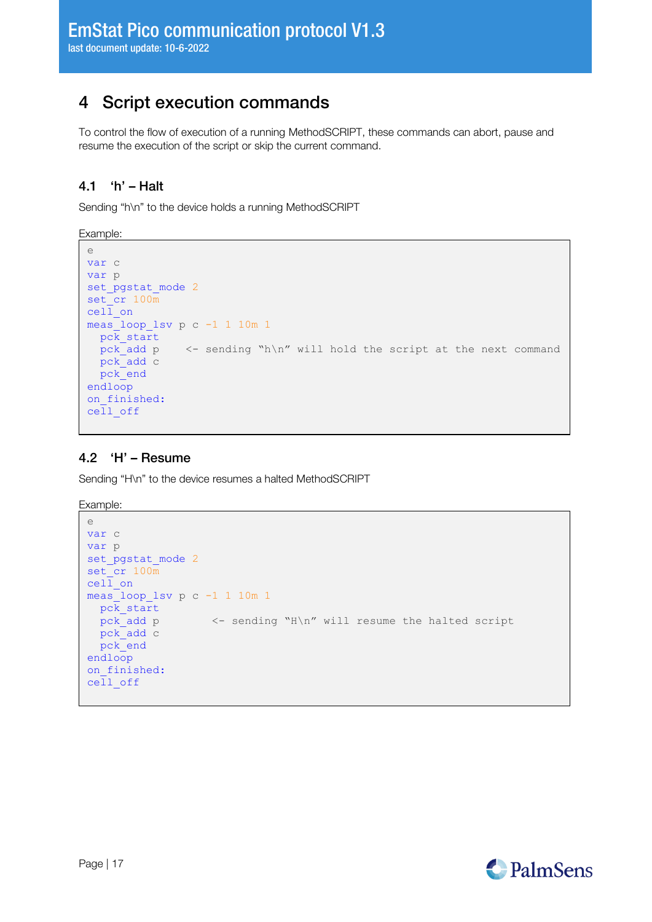# 4 Script execution commands

To control the flow of execution of a running MethodSCRIPT, these commands can abort, pause and resume the execution of the script or skip the current command.

## 4.1 'h' – Halt

Sending "h\n" to the device holds a running MethodSCRIPT

Example:

```
e
var c
var p
set_pgstat_mode 2
set_cr 100m
cell_on
meas_loop_lsv p c -1 1 10m 1
  pck_start
  pck_add p    <- sending "h\n" will hold the script at the next command
  pck_add c
  pck_end
endloop
on_finished:
cell_off
```

## 4.2 'H' – Resume

Sending "H\n" to the device resumes a halted MethodSCRIPT

Example:

```
e
var c
var p
set_pgstat_mode 2
set_cr 100m
cell_on
meas_loop_lsv p c -1 1 10m 1
  pck_start
  pck_add p        <- sending "H\n" will resume the halted script
  pck_add c
  pck_end
endloop
on_finished:
cell_off
```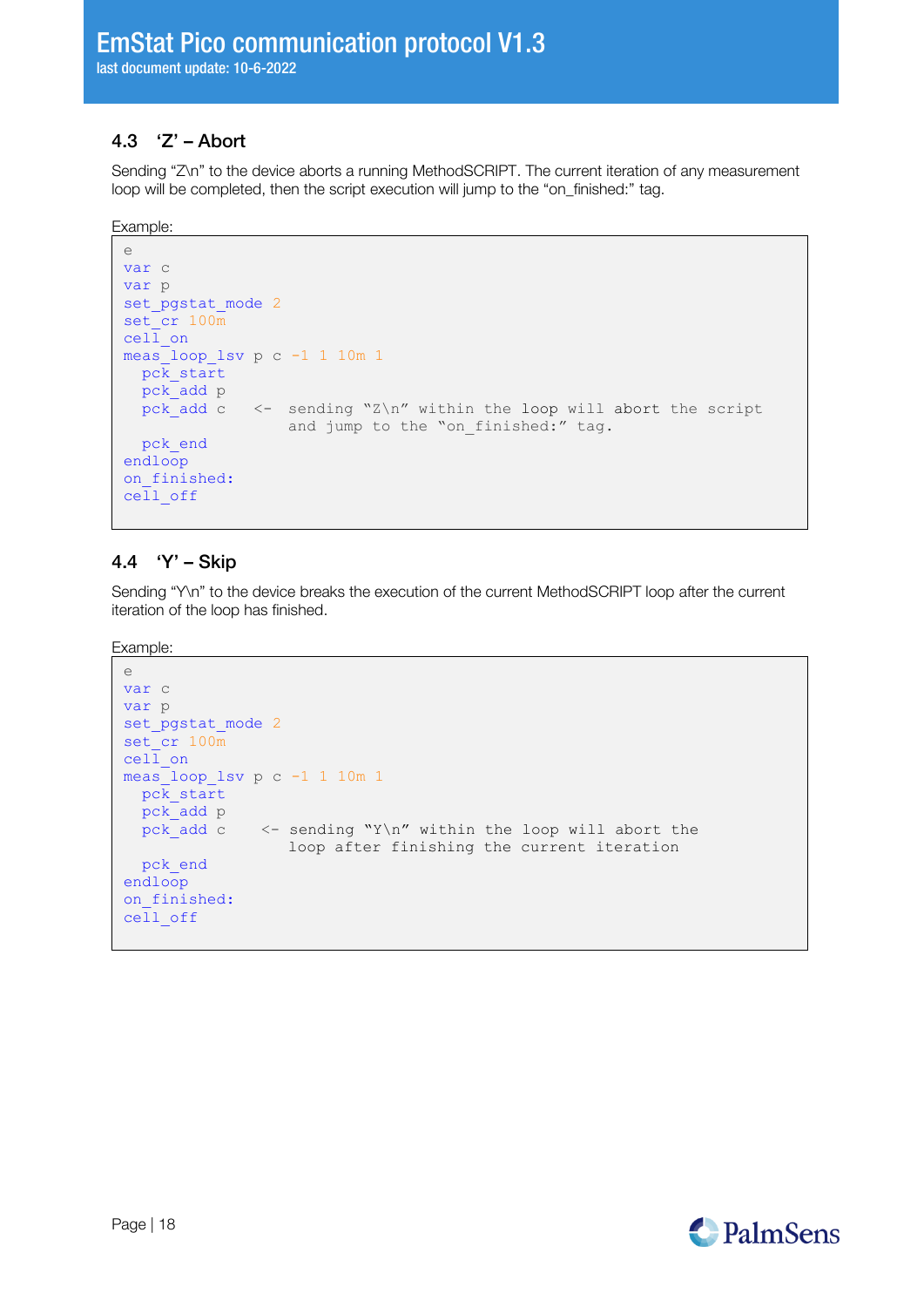### 4.3 ‘Z’ – Abort

Sending “Z\n” to the device aborts a running MethodSCRIPT. The current iteration of any measurement loop will be completed, then the script execution will jump to the “on_finished:” tag.

Example:

```
e
var c
var p
set_pgstat_mode 2
set_cr 100m
cell_on
meas_loop_lsv p c -1 1 10m 1
  pck_start
  pck_add p
  pck_add c    <-  sending “Z\n” within the loop will abort the script
                   and jump to the “on_finished:” tag.
  pck_end
endloop
on_finished:
cell_off
```

### 4.4 ‘Y’ – Skip

Sending “Y\n” to the device breaks the execution of the current MethodSCRIPT loop after the current iteration of the loop has finished.

Example:

```
e
var c
var p
set_pgstat_mode 2
set_cr 100m
cell_on
meas_loop_lsv p c -1 1 10m 1
  pck_start
  pck_add p
  pck_add c     <- sending “Y\n” within the loop will abort the
                   loop after finishing the current iteration
  pck_end
endloop
on_finished:
cell_off
```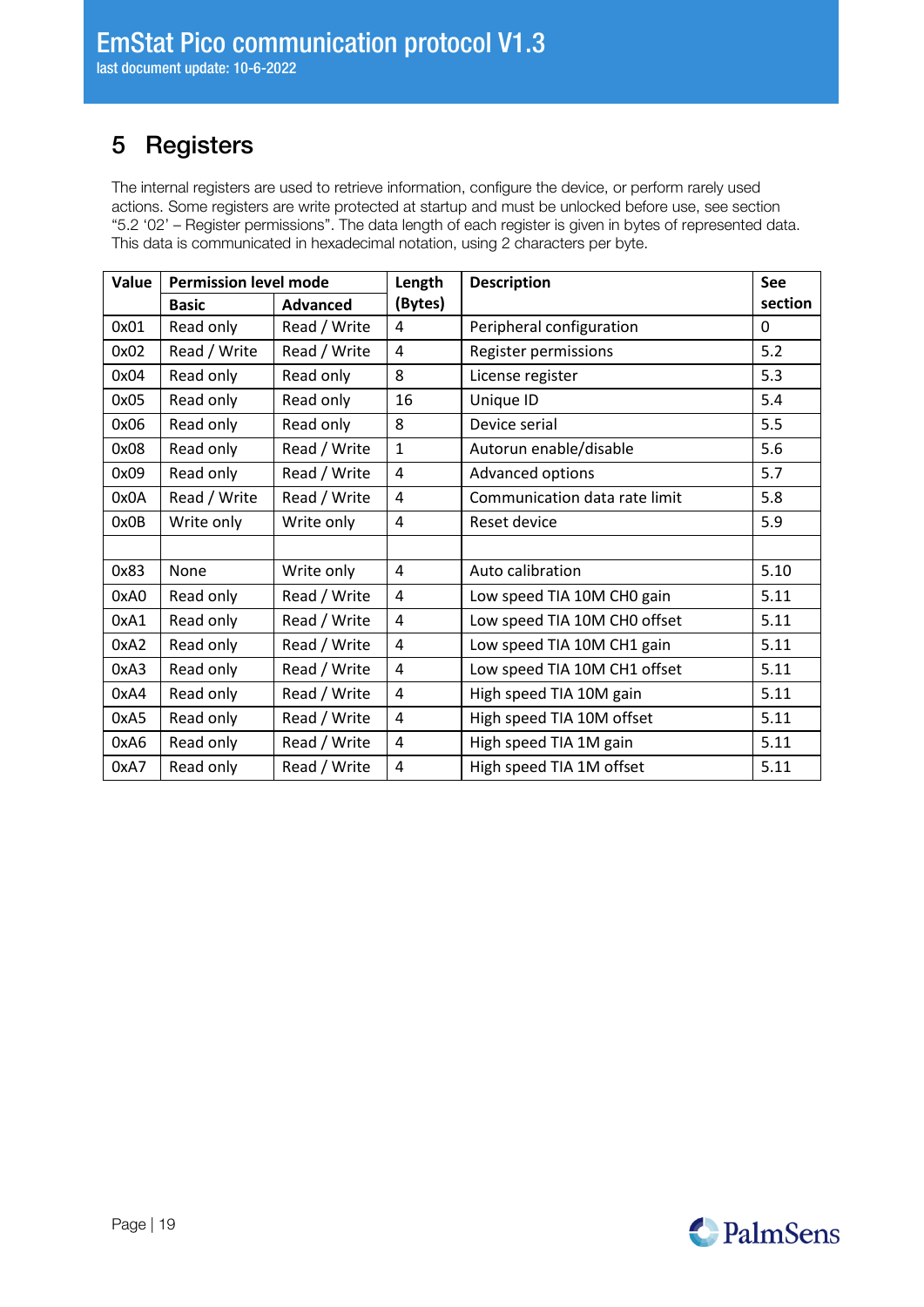# 5 Registers

The internal registers are used to retrieve information, configure the device, or perform rarely used actions. Some registers are write protected at startup and must be unlocked before use, see section "5.2 '02' – Register permissions". The data length of each register is given in bytes of represented data. This data is communicated in hexadecimal notation, using 2 characters per byte.

| Value | Permission level mode | | Length (Bytes) | Description | See section |
|---|---|---|---|---|---|
| | Basic | Advanced | | | |
| 0x01 | Read only | Read / Write | 4 | Peripheral configuration | 0 |
| 0x02 | Read / Write | Read / Write | 4 | Register permissions | 5.2 |
| 0x04 | Read only | Read only | 8 | License register | 5.3 |
| 0x05 | Read only | Read only | 16 | Unique ID | 5.4 |
| 0x06 | Read only | Read only | 8 | Device serial | 5.5 |
| 0x08 | Read only | Read / Write | 1 | Autorun enable/disable | 5.6 |
| 0x09 | Read only | Read / Write | 4 | Advanced options | 5.7 |
| 0x0A | Read / Write | Read / Write | 4 | Communication data rate limit | 5.8 |
| 0x0B | Write only | Write only | 4 | Reset device | 5.9 |
| | | | | | |
| 0x83 | None | Write only | 4 | Auto calibration | 5.10 |
| 0xA0 | Read only | Read / Write | 4 | Low speed TIA 10M CH0 gain | 5.11 |
| 0xA1 | Read only | Read / Write | 4 | Low speed TIA 10M CH0 offset | 5.11 |
| 0xA2 | Read only | Read / Write | 4 | Low speed TIA 10M CH1 gain | 5.11 |
| 0xA3 | Read only | Read / Write | 4 | Low speed TIA 10M CH1 offset | 5.11 |
| 0xA4 | Read only | Read / Write | 4 | High speed TIA 10M gain | 5.11 |
| 0xA5 | Read only | Read / Write | 4 | High speed TIA 10M offset | 5.11 |
| 0xA6 | Read only | Read / Write | 4 | High speed TIA 1M gain | 5.11 |
| 0xA7 | Read only | Read / Write | 4 | High speed TIA 1M offset | 5.11 |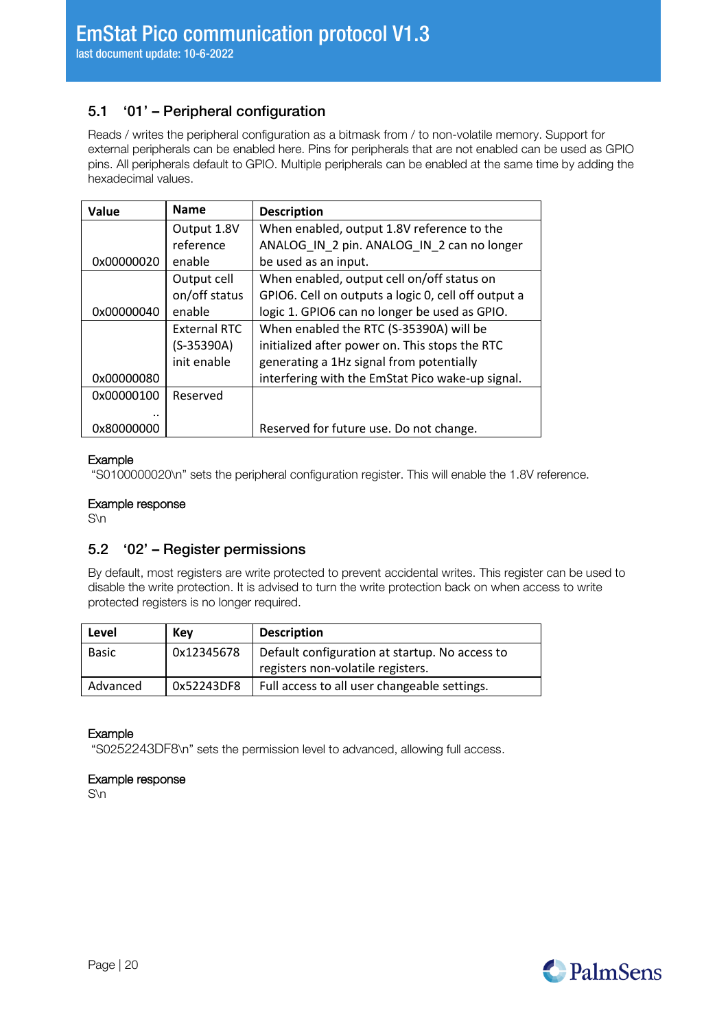### 5.1 '01' – Peripheral configuration

Reads / writes the peripheral configuration as a bitmask from / to non-volatile memory. Support for external peripherals can be enabled here. Pins for peripherals that are not enabled can be used as GPIO pins. All peripherals default to GPIO. Multiple peripherals can be enabled at the same time by adding the hexadecimal values.

| Value | Name | Description |
|---|---|---|
| 0x00000020 | Output 1.8V reference enable | When enabled, output 1.8V reference to the ANALOG_IN_2 pin. ANALOG_IN_2 can no longer be used as an input. |
| 0x00000040 | Output cell on/off status enable | When enabled, output cell on/off status on GPIO6. Cell on outputs a logic 0, cell off output a logic 1. GPIO6 can no longer be used as GPIO. |
| 0x00000080 | External RTC (S-35390A) init enable | When enabled the RTC (S-35390A) will be initialized after power on. This stops the RTC generating a 1Hz signal from potentially interfering with the EmStat Pico wake-up signal. |
| 0x00000100 .. 0x80000000 | Reserved | Reserved for future use. Do not change. |

**Example**

"S0100000020\n" sets the peripheral configuration register. This will enable the 1.8V reference.

**Example response**

S\n

### 5.2 '02' – Register permissions

By default, most registers are write protected to prevent accidental writes. This register can be used to disable the write protection. It is advised to turn the write protection back on when access to write protected registers is no longer required.

| Level | Key | Description |
|---|---|---|
| Basic | 0x12345678 | Default configuration at startup. No access to registers non-volatile registers. |
| Advanced | 0x52243DF8 | Full access to all user changeable settings. |

**Example**

"S0252243DF8\n" sets the permission level to advanced, allowing full access.

**Example response**

S\n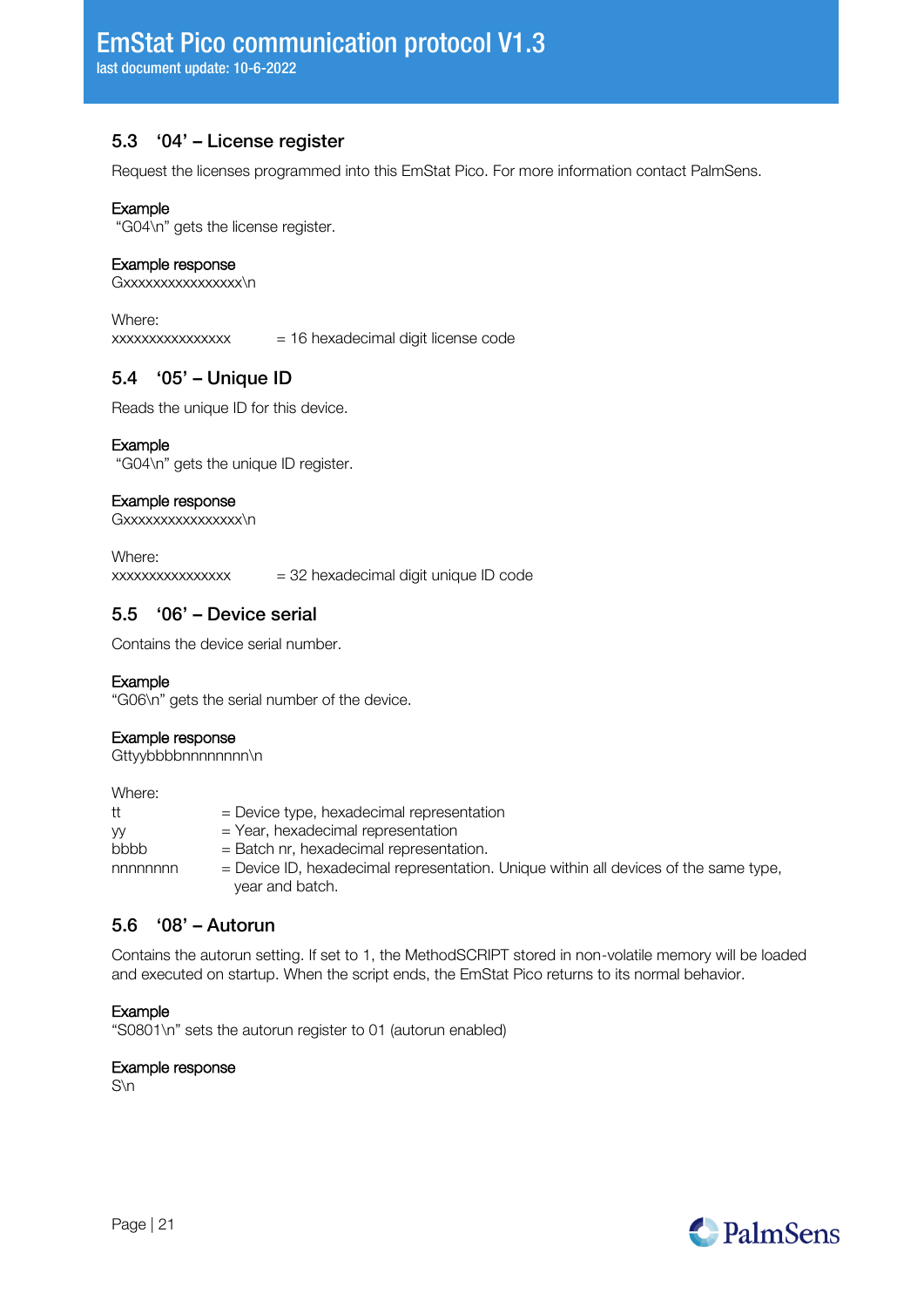## 5.3 '04' – License register

Request the licenses programmed into this EmStat Pico. For more information contact PalmSens.

**Example**
"G04\n" gets the license register.

**Example response**
Gxxxxxxxxxxxxxxxx\n

Where:

| | |
|---|---|
| xxxxxxxxxxxxxxxx | = 16 hexadecimal digit license code |

## 5.4 '05' – Unique ID

Reads the unique ID for this device.

**Example**
"G04\n" gets the unique ID register.

**Example response**
Gxxxxxxxxxxxxxxxx\n

Where:

| | |
|---|---|
| xxxxxxxxxxxxxxxx | = 32 hexadecimal digit unique ID code |

## 5.5 '06' – Device serial

Contains the device serial number.

**Example**
"G06\n" gets the serial number of the device.

**Example response**
Gttyybbbbnnnnnnnn\n

Where:

| | |
|---|---|
| tt | = Device type, hexadecimal representation |
| yy | = Year, hexadecimal representation |
| bbbb | = Batch nr, hexadecimal representation. |
| nnnnnnnn | = Device ID, hexadecimal representation. Unique within all devices of the same type, year and batch. |

## 5.6 '08' – Autorun

Contains the autorun setting. If set to 1, the MethodSCRIPT stored in non-volatile memory will be loaded and executed on startup. When the script ends, the EmStat Pico returns to its normal behavior.

**Example**
"S0801\n" sets the autorun register to 01 (autorun enabled)

**Example response**
S\n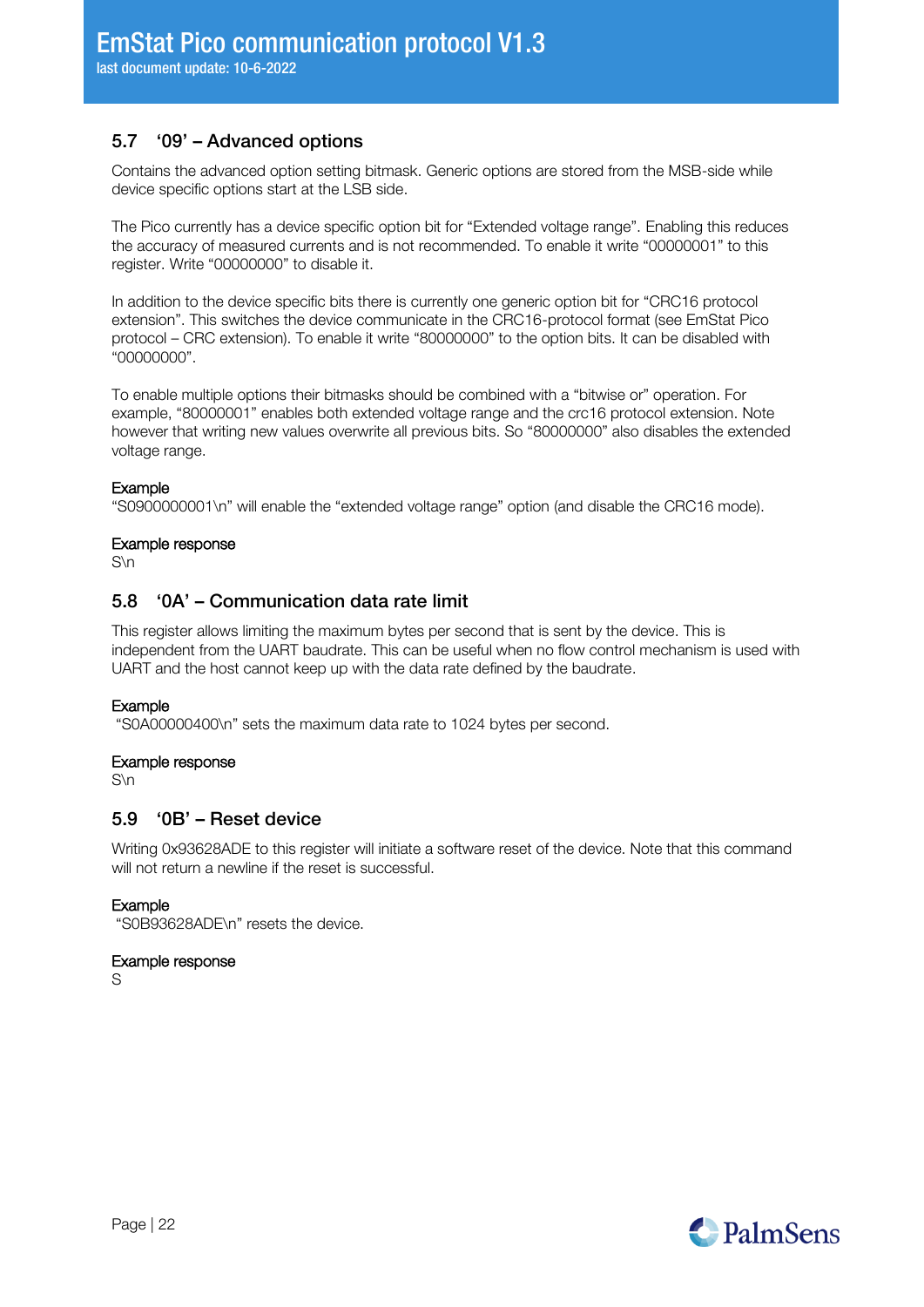## 5.7 '09' – Advanced options

Contains the advanced option setting bitmask. Generic options are stored from the MSB-side while device specific options start at the LSB side.

The Pico currently has a device specific option bit for "Extended voltage range". Enabling this reduces the accuracy of measured currents and is not recommended. To enable it write "00000001" to this register. Write "00000000" to disable it.

In addition to the device specific bits there is currently one generic option bit for "CRC16 protocol extension". This switches the device communicate in the CRC16-protocol format (see EmStat Pico protocol – CRC extension). To enable it write "80000000" to the option bits. It can be disabled with "00000000".

To enable multiple options their bitmasks should be combined with a "bitwise or" operation. For example, "80000001" enables both extended voltage range and the crc16 protocol extension. Note however that writing new values overwrite all previous bits. So "80000000" also disables the extended voltage range.

**Example**

"S0900000001\n" will enable the "extended voltage range" option (and disable the CRC16 mode).

**Example response**

S\n

## 5.8 '0A' – Communication data rate limit

This register allows limiting the maximum bytes per second that is sent by the device. This is independent from the UART baudrate. This can be useful when no flow control mechanism is used with UART and the host cannot keep up with the data rate defined by the baudrate.

**Example**

"S0A00000400\n" sets the maximum data rate to 1024 bytes per second.

**Example response**

S\n

## 5.9 '0B' – Reset device

Writing 0x93628ADE to this register will initiate a software reset of the device. Note that this command will not return a newline if the reset is successful.

**Example**

"S0B93628ADE\n" resets the device.

**Example response**

S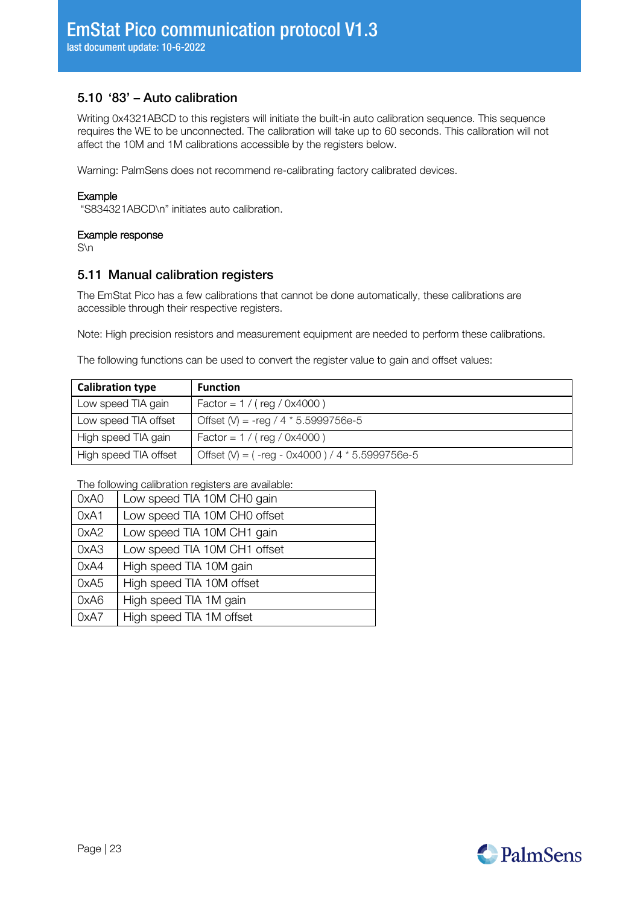## 5.10 '83' – Auto calibration

Writing 0x4321ABCD to this registers will initiate the built-in auto calibration sequence. This sequence requires the WE to be unconnected. The calibration will take up to 60 seconds. This calibration will not affect the 10M and 1M calibrations accessible by the registers below.

Warning: PalmSens does not recommend re-calibrating factory calibrated devices.

**Example**
"S834321ABCD\n" initiates auto calibration.

**Example response**
S\n

## 5.11 Manual calibration registers

The EmStat Pico has a few calibrations that cannot be done automatically, these calibrations are accessible through their respective registers.

Note: High precision resistors and measurement equipment are needed to perform these calibrations.

The following functions can be used to convert the register value to gain and offset values:

| Calibration type | Function |
|---|---|
| Low speed TIA gain | Factor = 1 / ( reg / 0x4000 ) |
| Low speed TIA offset | Offset (V) = -reg / 4 * 5.5999756e-5 |
| High speed TIA gain | Factor = 1 / ( reg / 0x4000 ) |
| High speed TIA offset | Offset (V) = ( -reg - 0x4000 ) / 4 * 5.5999756e-5 |

The following calibration registers are available:

| Register | Description |
|---|---|
| 0xA0 | Low speed TIA 10M CH0 gain |
| 0xA1 | Low speed TIA 10M CH0 offset |
| 0xA2 | Low speed TIA 10M CH1 gain |
| 0xA3 | Low speed TIA 10M CH1 offset |
| 0xA4 | High speed TIA 10M gain |
| 0xA5 | High speed TIA 10M offset |
| 0xA6 | High speed TIA 1M gain |
| 0xA7 | High speed TIA 1M offset |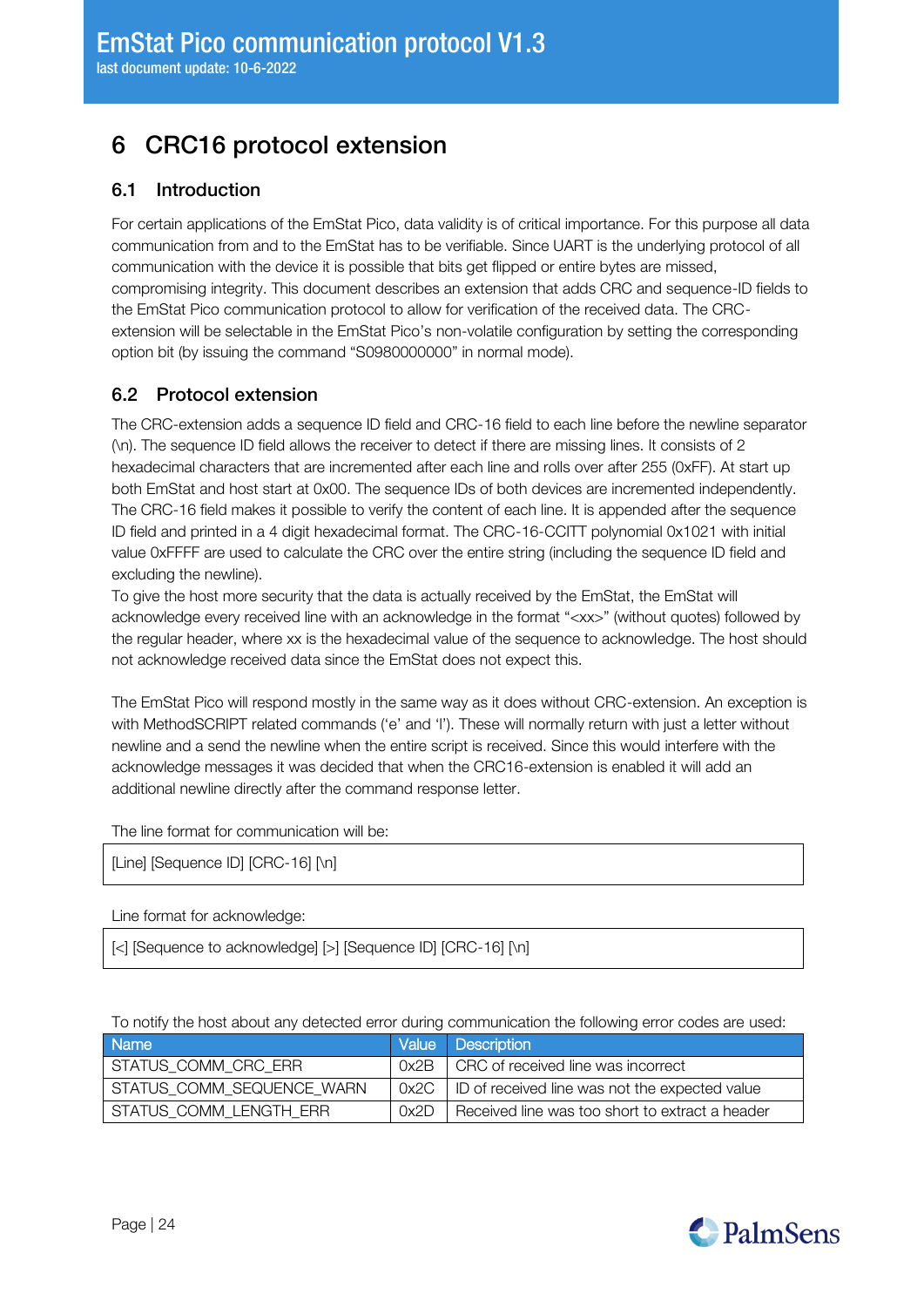# 6 CRC16 protocol extension

## 6.1 Introduction

For certain applications of the EmStat Pico, data validity is of critical importance. For this purpose all data communication from and to the EmStat has to be verifiable. Since UART is the underlying protocol of all communication with the device it is possible that bits get flipped or entire bytes are missed, compromising integrity. This document describes an extension that adds CRC and sequence-ID fields to the EmStat Pico communication protocol to allow for verification of the received data. The CRC-extension will be selectable in the EmStat Pico's non-volatile configuration by setting the corresponding option bit (by issuing the command "S0980000000" in normal mode).

## 6.2 Protocol extension

The CRC-extension adds a sequence ID field and CRC-16 field to each line before the newline separator (\n). The sequence ID field allows the receiver to detect if there are missing lines. It consists of 2 hexadecimal characters that are incremented after each line and rolls over after 255 (0xFF). At start up both EmStat and host start at 0x00. The sequence IDs of both devices are incremented independently. The CRC-16 field makes it possible to verify the content of each line. It is appended after the sequence ID field and printed in a 4 digit hexadecimal format. The CRC-16-CCITT polynomial 0x1021 with initial value 0xFFFF are used to calculate the CRC over the entire string (including the sequence ID field and excluding the newline).
To give the host more security that the data is actually received by the EmStat, the EmStat will acknowledge every received line with an acknowledge in the format "<xx>" (without quotes) followed by the regular header, where xx is the hexadecimal value of the sequence to acknowledge. The host should not acknowledge received data since the EmStat does not expect this.

The EmStat Pico will respond mostly in the same way as it does without CRC-extension. An exception is with MethodSCRIPT related commands ('e' and 'l'). These will normally return with just a letter without newline and a send the newline when the entire script is received. Since this would interfere with the acknowledge messages it was decided that when the CRC16-extension is enabled it will add an additional newline directly after the command response letter.

The line format for communication will be:

```
[Line] [Sequence ID] [CRC-16] [\n]
```

Line format for acknowledge:

```
[<] [Sequence to acknowledge] [>] [Sequence ID] [CRC-16] [\n]
```

To notify the host about any detected error during communication the following error codes are used:

| Name | Value | Description |
| --- | --- | --- |
| STATUS_COMM_CRC_ERR | 0x2B | CRC of received line was incorrect |
| STATUS_COMM_SEQUENCE_WARN | 0x2C | ID of received line was not the expected value |
| STATUS_COMM_LENGTH_ERR | 0x2D | Received line was too short to extract a header |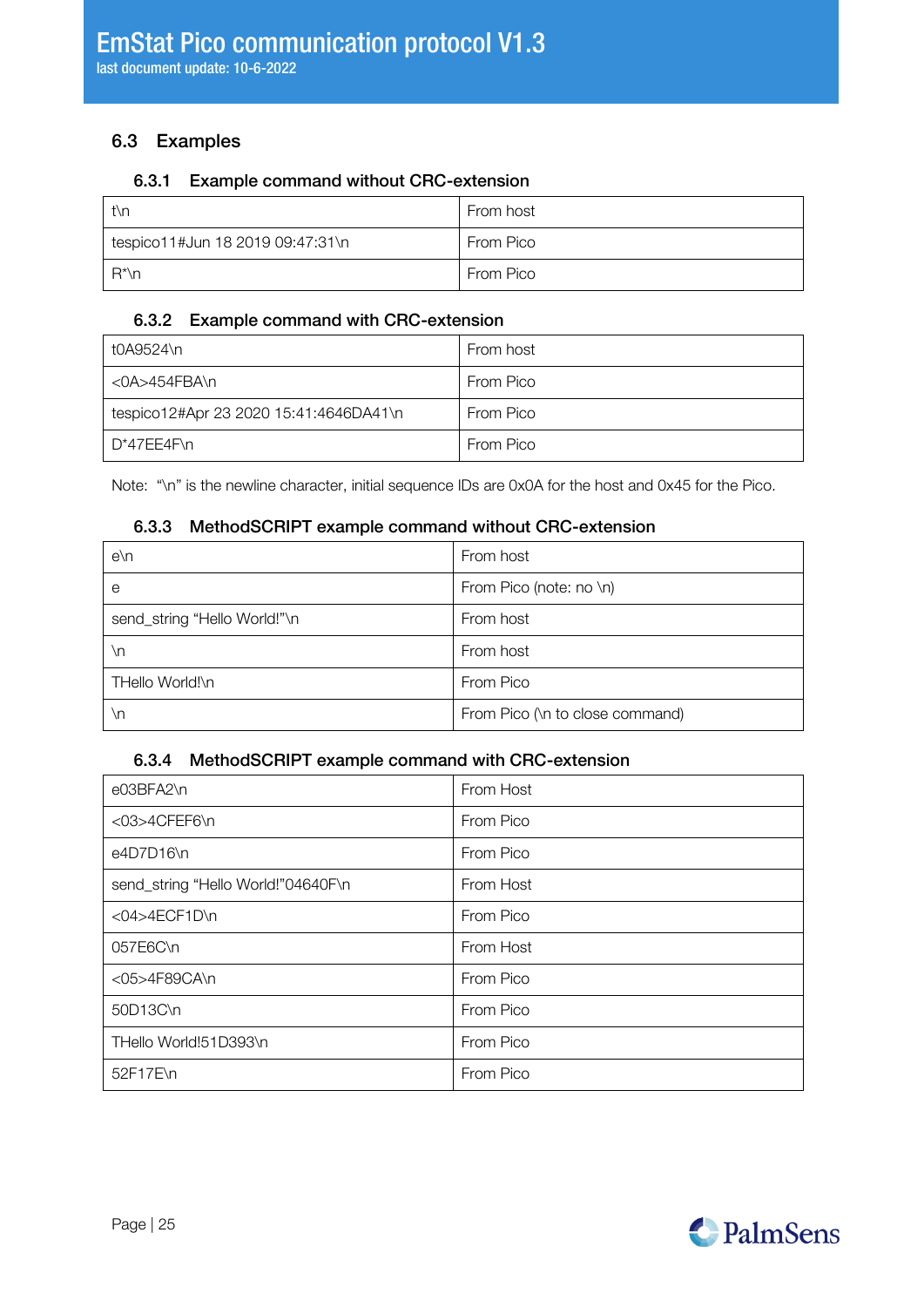### 6.3 Examples

#### 6.3.1 Example command without CRC-extension

| | |
|---|---|
| t\n | From host |
| tespico11#Jun 18 2019 09:47:31\n | From Pico |
| R*\n | From Pico |

#### 6.3.2 Example command with CRC-extension

| | |
|---|---|
| t0A9524\n | From host |
| <0A>454FBA\n | From Pico |
| tespico12#Apr 23 2020 15:41:4646DA41\n | From Pico |
| D*47EE4F\n | From Pico |

Note: "\n" is the newline character, initial sequence IDs are 0x0A for the host and 0x45 for the Pico.

#### 6.3.3 MethodSCRIPT example command without CRC-extension

| | |
|---|---|
| e\n | From host |
| e | From Pico (note: no \n) |
| send_string "Hello World!"\n | From host |
| \n | From host |
| THello World!\n | From Pico |
| \n | From Pico (\n to close command) |

#### 6.3.4 MethodSCRIPT example command with CRC-extension

| | |
|---|---|
| e03BFA2\n | From Host |
| <03>4CFEF6\n | From Pico |
| e4D7D16\n | From Pico |
| send_string "Hello World!"04640F\n | From Host |
| <04>4ECF1D\n | From Pico |
| 057E6C\n | From Host |
| <05>4F89CA\n | From Pico |
| 50D13C\n | From Pico |
| THello World!51D393\n | From Pico |
| 52F17E\n | From Pico |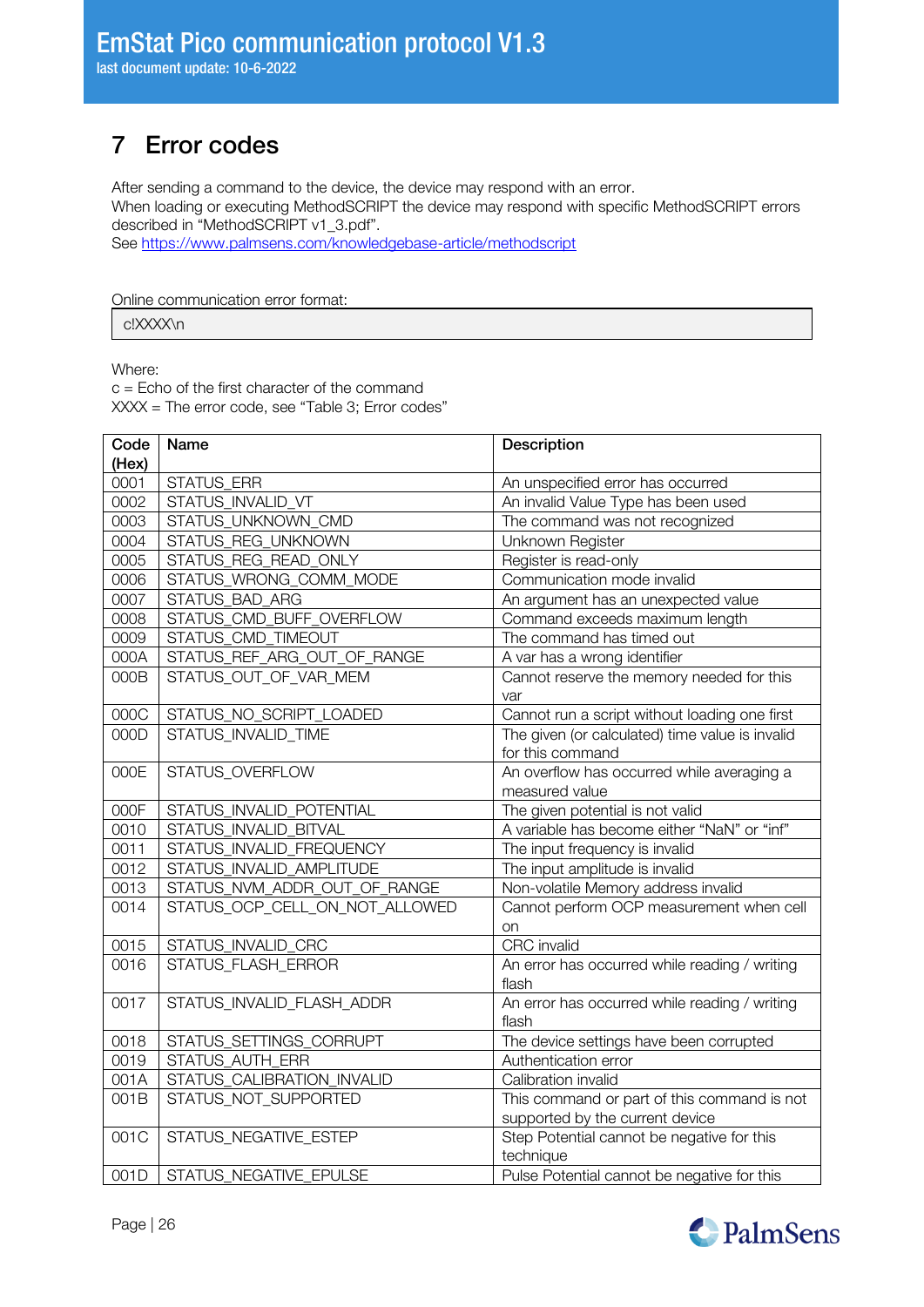# 7 Error codes

After sending a command to the device, the device may respond with an error.
When loading or executing MethodSCRIPT the device may respond with specific MethodSCRIPT errors described in "MethodSCRIPT v1_3.pdf".
See https://www.palmsens.com/knowledgebase-article/methodscript

Online communication error format:

```
c!XXXX\n
```

Where:
c = Echo of the first character of the command
XXXX = The error code, see "Table 3; Error codes"

| Code (Hex) | Name | Description |
|---|---|---|
| 0001 | STATUS_ERR | An unspecified error has occurred |
| 0002 | STATUS_INVALID_VT | An invalid Value Type has been used |
| 0003 | STATUS_UNKNOWN_CMD | The command was not recognized |
| 0004 | STATUS_REG_UNKNOWN | Unknown Register |
| 0005 | STATUS_REG_READ_ONLY | Register is read-only |
| 0006 | STATUS_WRONG_COMM_MODE | Communication mode invalid |
| 0007 | STATUS_BAD_ARG | An argument has an unexpected value |
| 0008 | STATUS_CMD_BUFF_OVERFLOW | Command exceeds maximum length |
| 0009 | STATUS_CMD_TIMEOUT | The command has timed out |
| 000A | STATUS_REF_ARG_OUT_OF_RANGE | A var has a wrong identifier |
| 000B | STATUS_OUT_OF_VAR_MEM | Cannot reserve the memory needed for this var |
| 000C | STATUS_NO_SCRIPT_LOADED | Cannot run a script without loading one first |
| 000D | STATUS_INVALID_TIME | The given (or calculated) time value is invalid for this command |
| 000E | STATUS_OVERFLOW | An overflow has occurred while averaging a measured value |
| 000F | STATUS_INVALID_POTENTIAL | The given potential is not valid |
| 0010 | STATUS_INVALID_BITVAL | A variable has become either "NaN" or "inf" |
| 0011 | STATUS_INVALID_FREQUENCY | The input frequency is invalid |
| 0012 | STATUS_INVALID_AMPLITUDE | The input amplitude is invalid |
| 0013 | STATUS_NVM_ADDR_OUT_OF_RANGE | Non-volatile Memory address invalid |
| 0014 | STATUS_OCP_CELL_ON_NOT_ALLOWED | Cannot perform OCP measurement when cell on |
| 0015 | STATUS_INVALID_CRC | CRC invalid |
| 0016 | STATUS_FLASH_ERROR | An error has occurred while reading / writing flash |
| 0017 | STATUS_INVALID_FLASH_ADDR | An error has occurred while reading / writing flash |
| 0018 | STATUS_SETTINGS_CORRUPT | The device settings have been corrupted |
| 0019 | STATUS_AUTH_ERR | Authentication error |
| 001A | STATUS_CALIBRATION_INVALID | Calibration invalid |
| 001B | STATUS_NOT_SUPPORTED | This command or part of this command is not supported by the current device |
| 001C | STATUS_NEGATIVE_ESTEP | Step Potential cannot be negative for this technique |
| 001D | STATUS_NEGATIVE_EPULSE | Pulse Potential cannot be negative for this |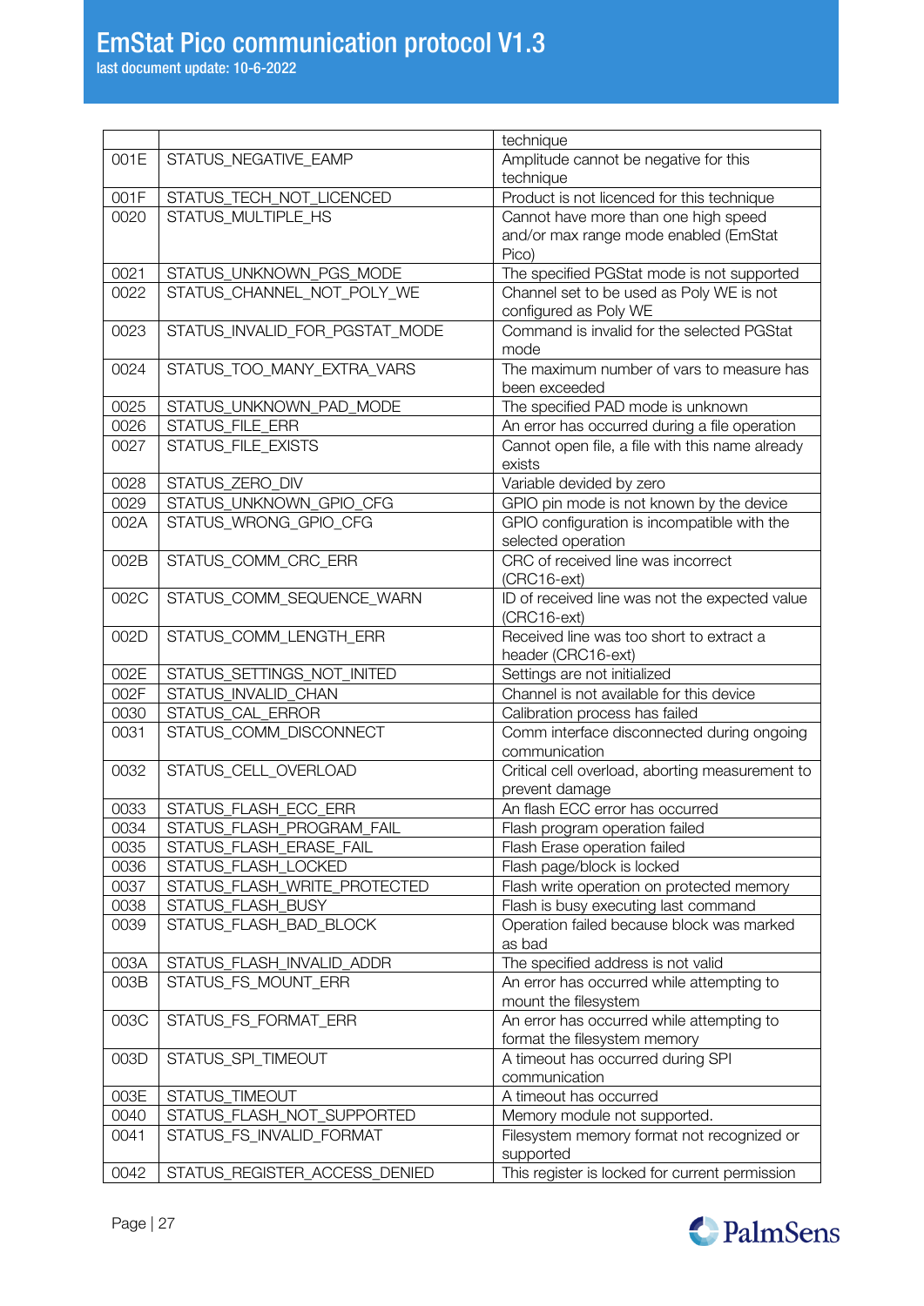| | | technique |
|---|---|---|
| 001E | STATUS_NEGATIVE_EAMP | Amplitude cannot be negative for this technique |
| 001F | STATUS_TECH_NOT_LICENCED | Product is not licenced for this technique |
| 0020 | STATUS_MULTIPLE_HS | Cannot have more than one high speed and/or max range mode enabled (EmStat Pico) |
| 0021 | STATUS_UNKNOWN_PGS_MODE | The specified PGStat mode is not supported |
| 0022 | STATUS_CHANNEL_NOT_POLY_WE | Channel set to be used as Poly WE is not configured as Poly WE |
| 0023 | STATUS_INVALID_FOR_PGSTAT_MODE | Command is invalid for the selected PGStat mode |
| 0024 | STATUS_TOO_MANY_EXTRA_VARS | The maximum number of vars to measure has been exceeded |
| 0025 | STATUS_UNKNOWN_PAD_MODE | The specified PAD mode is unknown |
| 0026 | STATUS_FILE_ERR | An error has occurred during a file operation |
| 0027 | STATUS_FILE_EXISTS | Cannot open file, a file with this name already exists |
| 0028 | STATUS_ZERO_DIV | Variable devided by zero |
| 0029 | STATUS_UNKNOWN_GPIO_CFG | GPIO pin mode is not known by the device |
| 002A | STATUS_WRONG_GPIO_CFG | GPIO configuration is incompatible with the selected operation |
| 002B | STATUS_COMM_CRC_ERR | CRC of received line was incorrect (CRC16-ext) |
| 002C | STATUS_COMM_SEQUENCE_WARN | ID of received line was not the expected value (CRC16-ext) |
| 002D | STATUS_COMM_LENGTH_ERR | Received line was too short to extract a header (CRC16-ext) |
| 002E | STATUS_SETTINGS_NOT_INITED | Settings are not initialized |
| 002F | STATUS_INVALID_CHAN | Channel is not available for this device |
| 0030 | STATUS_CAL_ERROR | Calibration process has failed |
| 0031 | STATUS_COMM_DISCONNECT | Comm interface disconnected during ongoing communication |
| 0032 | STATUS_CELL_OVERLOAD | Critical cell overload, aborting measurement to prevent damage |
| 0033 | STATUS_FLASH_ECC_ERR | An flash ECC error has occurred |
| 0034 | STATUS_FLASH_PROGRAM_FAIL | Flash program operation failed |
| 0035 | STATUS_FLASH_ERASE_FAIL | Flash Erase operation failed |
| 0036 | STATUS_FLASH_LOCKED | Flash page/block is locked |
| 0037 | STATUS_FLASH_WRITE_PROTECTED | Flash write operation on protected memory |
| 0038 | STATUS_FLASH_BUSY | Flash is busy executing last command |
| 0039 | STATUS_FLASH_BAD_BLOCK | Operation failed because block was marked as bad |
| 003A | STATUS_FLASH_INVALID_ADDR | The specified address is not valid |
| 003B | STATUS_FS_MOUNT_ERR | An error has occurred while attempting to mount the filesystem |
| 003C | STATUS_FS_FORMAT_ERR | An error has occurred while attempting to format the filesystem memory |
| 003D | STATUS_SPI_TIMEOUT | A timeout has occurred during SPI communication |
| 003E | STATUS_TIMEOUT | A timeout has occurred |
| 0040 | STATUS_FLASH_NOT_SUPPORTED | Memory module not supported. |
| 0041 | STATUS_FS_INVALID_FORMAT | Filesystem memory format not recognized or supported |
| 0042 | STATUS_REGISTER_ACCESS_DENIED | This register is locked for current permission |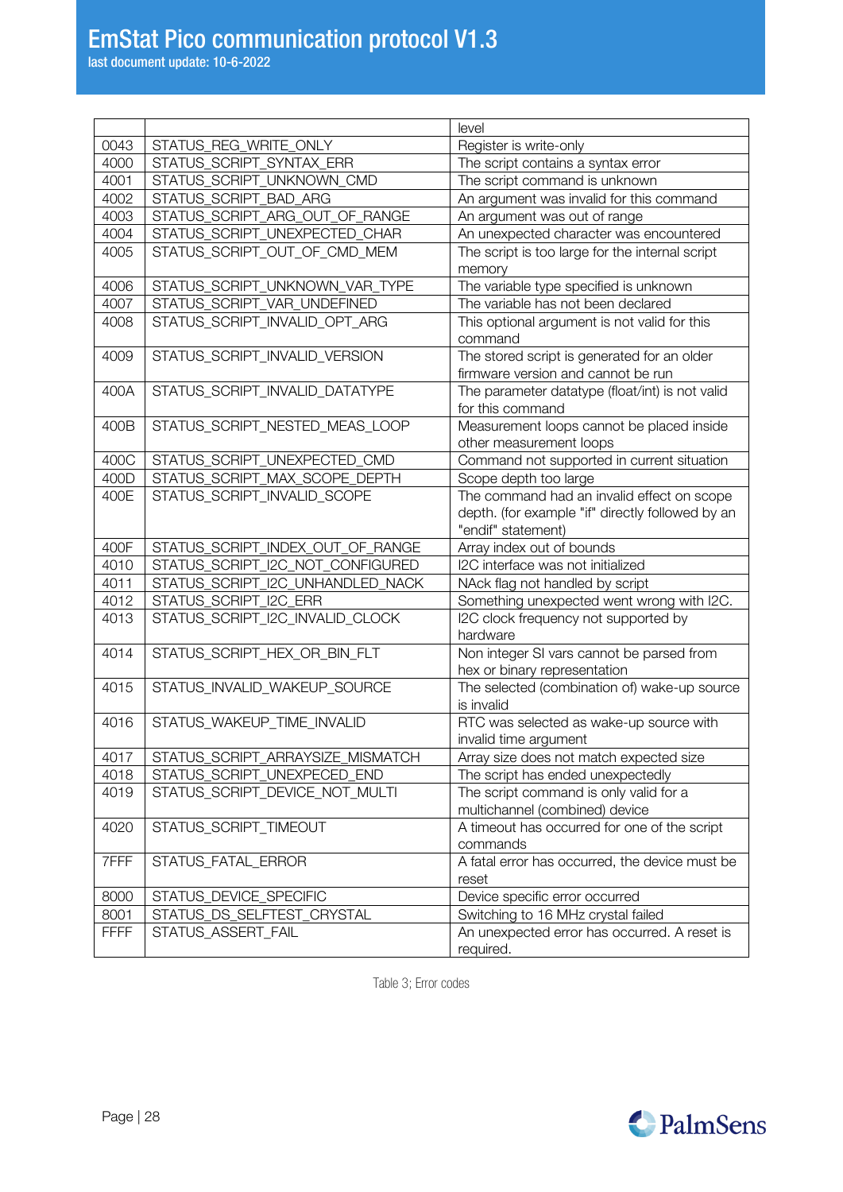| | | level |
|---|---|---|
| 0043 | STATUS_REG_WRITE_ONLY | Register is write-only |
| 4000 | STATUS_SCRIPT_SYNTAX_ERR | The script contains a syntax error |
| 4001 | STATUS_SCRIPT_UNKNOWN_CMD | The script command is unknown |
| 4002 | STATUS_SCRIPT_BAD_ARG | An argument was invalid for this command |
| 4003 | STATUS_SCRIPT_ARG_OUT_OF_RANGE | An argument was out of range |
| 4004 | STATUS_SCRIPT_UNEXPECTED_CHAR | An unexpected character was encountered |
| 4005 | STATUS_SCRIPT_OUT_OF_CMD_MEM | The script is too large for the internal script memory |
| 4006 | STATUS_SCRIPT_UNKNOWN_VAR_TYPE | The variable type specified is unknown |
| 4007 | STATUS_SCRIPT_VAR_UNDEFINED | The variable has not been declared |
| 4008 | STATUS_SCRIPT_INVALID_OPT_ARG | This optional argument is not valid for this command |
| 4009 | STATUS_SCRIPT_INVALID_VERSION | The stored script is generated for an older firmware version and cannot be run |
| 400A | STATUS_SCRIPT_INVALID_DATATYPE | The parameter datatype (float/int) is not valid for this command |
| 400B | STATUS_SCRIPT_NESTED_MEAS_LOOP | Measurement loops cannot be placed inside other measurement loops |
| 400C | STATUS_SCRIPT_UNEXPECTED_CMD | Command not supported in current situation |
| 400D | STATUS_SCRIPT_MAX_SCOPE_DEPTH | Scope depth too large |
| 400E | STATUS_SCRIPT_INVALID_SCOPE | The command had an invalid effect on scope depth. (for example "if" directly followed by an "endif" statement) |
| 400F | STATUS_SCRIPT_INDEX_OUT_OF_RANGE | Array index out of bounds |
| 4010 | STATUS_SCRIPT_I2C_NOT_CONFIGURED | I2C interface was not initialized |
| 4011 | STATUS_SCRIPT_I2C_UNHANDLED_NACK | NAck flag not handled by script |
| 4012 | STATUS_SCRIPT_I2C_ERR | Something unexpected went wrong with I2C. |
| 4013 | STATUS_SCRIPT_I2C_INVALID_CLOCK | I2C clock frequency not supported by hardware |
| 4014 | STATUS_SCRIPT_HEX_OR_BIN_FLT | Non integer SI vars cannot be parsed from hex or binary representation |
| 4015 | STATUS_INVALID_WAKEUP_SOURCE | The selected (combination of) wake-up source is invalid |
| 4016 | STATUS_WAKEUP_TIME_INVALID | RTC was selected as wake-up source with invalid time argument |
| 4017 | STATUS_SCRIPT_ARRAYSIZE_MISMATCH | Array size does not match expected size |
| 4018 | STATUS_SCRIPT_UNEXPECED_END | The script has ended unexpectedly |
| 4019 | STATUS_SCRIPT_DEVICE_NOT_MULTI | The script command is only valid for a multichannel (combined) device |
| 4020 | STATUS_SCRIPT_TIMEOUT | A timeout has occurred for one of the script commands |
| 7FFF | STATUS_FATAL_ERROR | A fatal error has occurred, the device must be reset |
| 8000 | STATUS_DEVICE_SPECIFIC | Device specific error occurred |
| 8001 | STATUS_DS_SELFTEST_CRYSTAL | Switching to 16 MHz crystal failed |
| FFFF | STATUS_ASSERT_FAIL | An unexpected error has occurred. A reset is required. |

Table 3; Error codes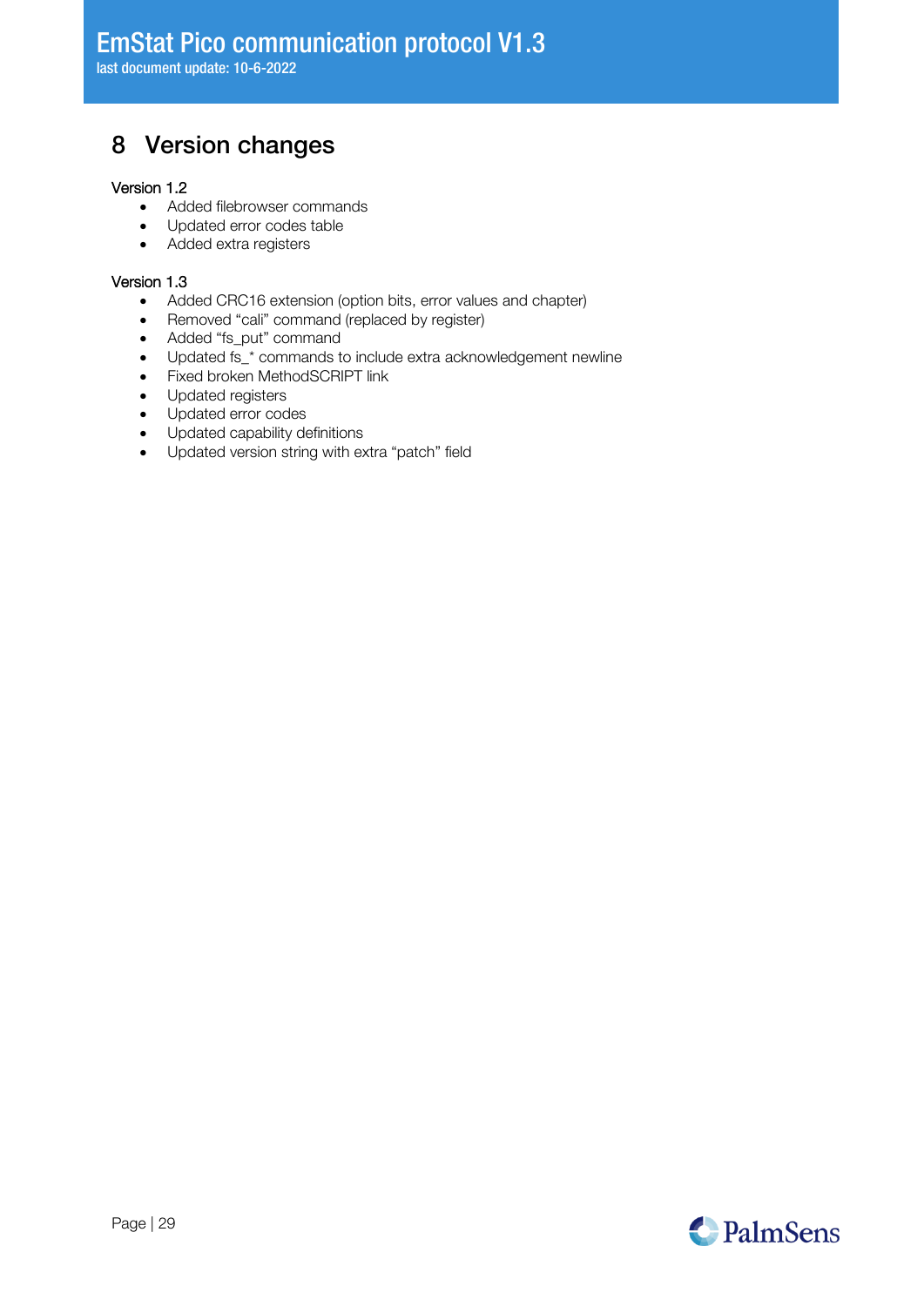# 8 Version changes

Version 1.2

- Added filebrowser commands
- Updated error codes table
- Added extra registers

Version 1.3

- Added CRC16 extension (option bits, error values and chapter)
- Removed “cali” command (replaced by register)
- Added “fs_put” command
- Updated fs_* commands to include extra acknowledgement newline
- Fixed broken MethodSCRIPT link
- Updated registers
- Updated error codes
- Updated capability definitions
- Updated version string with extra “patch” field